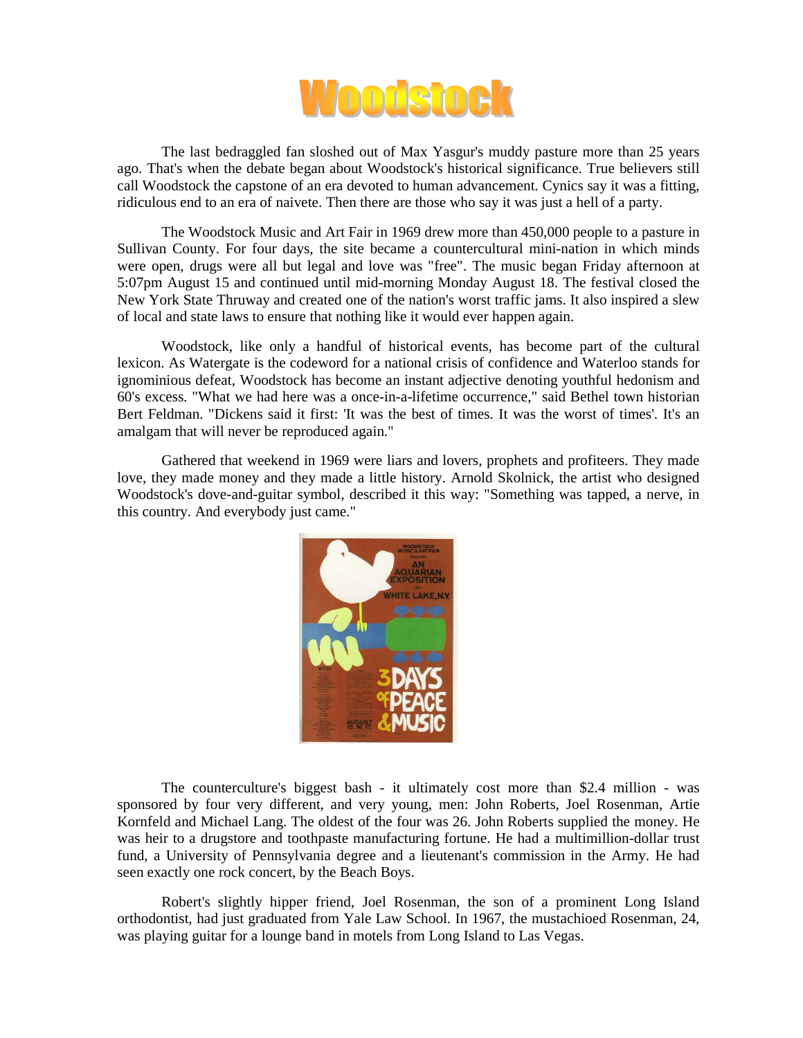# Woodstock

The last bedraggled fan sloshed out of Max Yasgur's muddy pasture more than 25 years ago. That's when the debate began about Woodstock's historical significance. True believers still call Woodstock the capstone of an era devoted to human advancement. Cynics say it was a fitting, ridiculous end to an era of naivete. Then there are those who say it was just a hell of a party.

The Woodstock Music and Art Fair in 1969 drew more than 450,000 people to a pasture in Sullivan County. For four days, the site became a countercultural mini-nation in which minds were open, drugs were all but legal and love was "free". The music began Friday afternoon at 5:07pm August 15 and continued until mid-morning Monday August 18. The festival closed the New York State Thruway and created one of the nation's worst traffic jams. It also inspired a slew of local and state laws to ensure that nothing like it would ever happen again.

Woodstock, like only a handful of historical events, has become part of the cultural lexicon. As Watergate is the codeword for a national crisis of confidence and Waterloo stands for ignominious defeat, Woodstock has become an instant adjective denoting youthful hedonism and 60's excess. "What we had here was a once-in-a-lifetime occurrence," said Bethel town historian Bert Feldman. "Dickens said it first: 'It was the best of times. It was the worst of times'. It's an amalgam that will never be reproduced again."

Gathered that weekend in 1969 were liars and lovers, prophets and profiteers. They made love, they made money and they made a little history. Arnold Skolnick, the artist who designed Woodstock's dove-and-guitar symbol, described it this way: "Something was tapped, a nerve, in this country. And everybody just came."

The counterculture's biggest bash - it ultimately cost more than $2.4 million - was sponsored by four very different, and very young, men: John Roberts, Joel Rosenman, Artie Kornfeld and Michael Lang. The oldest of the four was 26. John Roberts supplied the money. He was heir to a drugstore and toothpaste manufacturing fortune. He had a multimillion-dollar trust fund, a University of Pennsylvania degree and a lieutenant's commission in the Army. He had seen exactly one rock concert, by the Beach Boys.

Robert's slightly hipper friend, Joel Rosenman, the son of a prominent Long Island orthodontist, had just graduated from Yale Law School. In 1967, the mustachioed Rosenman, 24, was playing guitar for a lounge band in motels from Long Island to Las Vegas.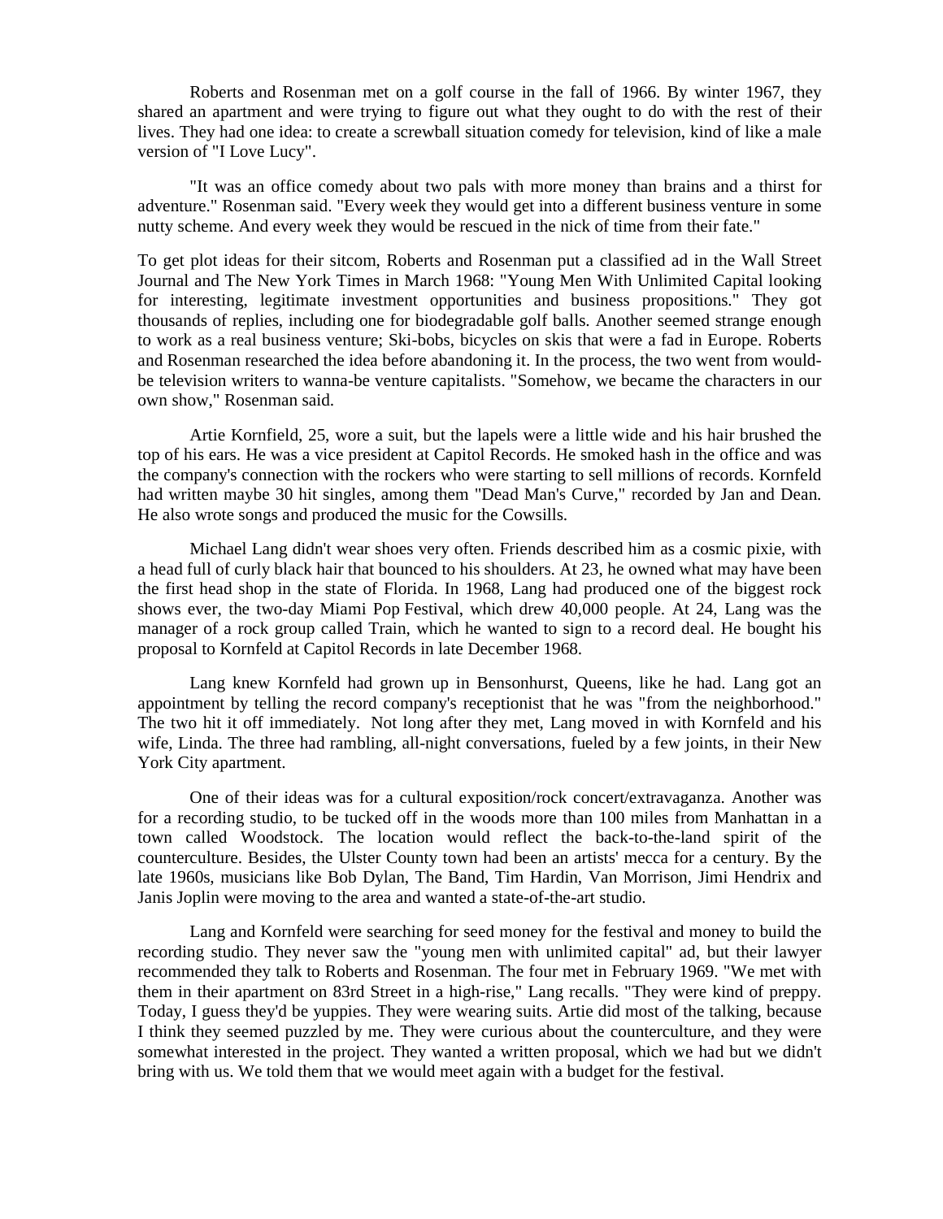Roberts and Rosenman met on a golf course in the fall of 1966. By winter 1967, they shared an apartment and were trying to figure out what they ought to do with the rest of their lives. They had one idea: to create a screwball situation comedy for television, kind of like a male version of "I Love Lucy".

"It was an office comedy about two pals with more money than brains and a thirst for adventure." Rosenman said. "Every week they would get into a different business venture in some nutty scheme. And every week they would be rescued in the nick of time from their fate."

To get plot ideas for their sitcom, Roberts and Rosenman put a classified ad in the Wall Street Journal and The New York Times in March 1968: "Young Men With Unlimited Capital looking for interesting, legitimate investment opportunities and business propositions." They got thousands of replies, including one for biodegradable golf balls. Another seemed strange enough to work as a real business venture; Ski-bobs, bicycles on skis that were a fad in Europe. Roberts and Rosenman researched the idea before abandoning it. In the process, the two went from would-be television writers to wanna-be venture capitalists. "Somehow, we became the characters in our own show," Rosenman said.

Artie Kornfield, 25, wore a suit, but the lapels were a little wide and his hair brushed the top of his ears. He was a vice president at Capitol Records. He smoked hash in the office and was the company's connection with the rockers who were starting to sell millions of records. Kornfeld had written maybe 30 hit singles, among them "Dead Man's Curve," recorded by Jan and Dean. He also wrote songs and produced the music for the Cowsills.

Michael Lang didn't wear shoes very often. Friends described him as a cosmic pixie, with a head full of curly black hair that bounced to his shoulders. At 23, he owned what may have been the first head shop in the state of Florida. In 1968, Lang had produced one of the biggest rock shows ever, the two-day Miami Pop Festival, which drew 40,000 people. At 24, Lang was the manager of a rock group called Train, which he wanted to sign to a record deal. He bought his proposal to Kornfeld at Capitol Records in late December 1968.

Lang knew Kornfeld had grown up in Bensonhurst, Queens, like he had. Lang got an appointment by telling the record company's receptionist that he was "from the neighborhood." The two hit it off immediately. Not long after they met, Lang moved in with Kornfeld and his wife, Linda. The three had rambling, all-night conversations, fueled by a few joints, in their New York City apartment.

One of their ideas was for a cultural exposition/rock concert/extravaganza. Another was for a recording studio, to be tucked off in the woods more than 100 miles from Manhattan in a town called Woodstock. The location would reflect the back-to-the-land spirit of the counterculture. Besides, the Ulster County town had been an artists' mecca for a century. By the late 1960s, musicians like Bob Dylan, The Band, Tim Hardin, Van Morrison, Jimi Hendrix and Janis Joplin were moving to the area and wanted a state-of-the-art studio.

Lang and Kornfeld were searching for seed money for the festival and money to build the recording studio. They never saw the "young men with unlimited capital" ad, but their lawyer recommended they talk to Roberts and Rosenman. The four met in February 1969. "We met with them in their apartment on 83rd Street in a high-rise," Lang recalls. "They were kind of preppy. Today, I guess they'd be yuppies. They were wearing suits. Artie did most of the talking, because I think they seemed puzzled by me. They were curious about the counterculture, and they were somewhat interested in the project. They wanted a written proposal, which we had but we didn't bring with us. We told them that we would meet again with a budget for the festival.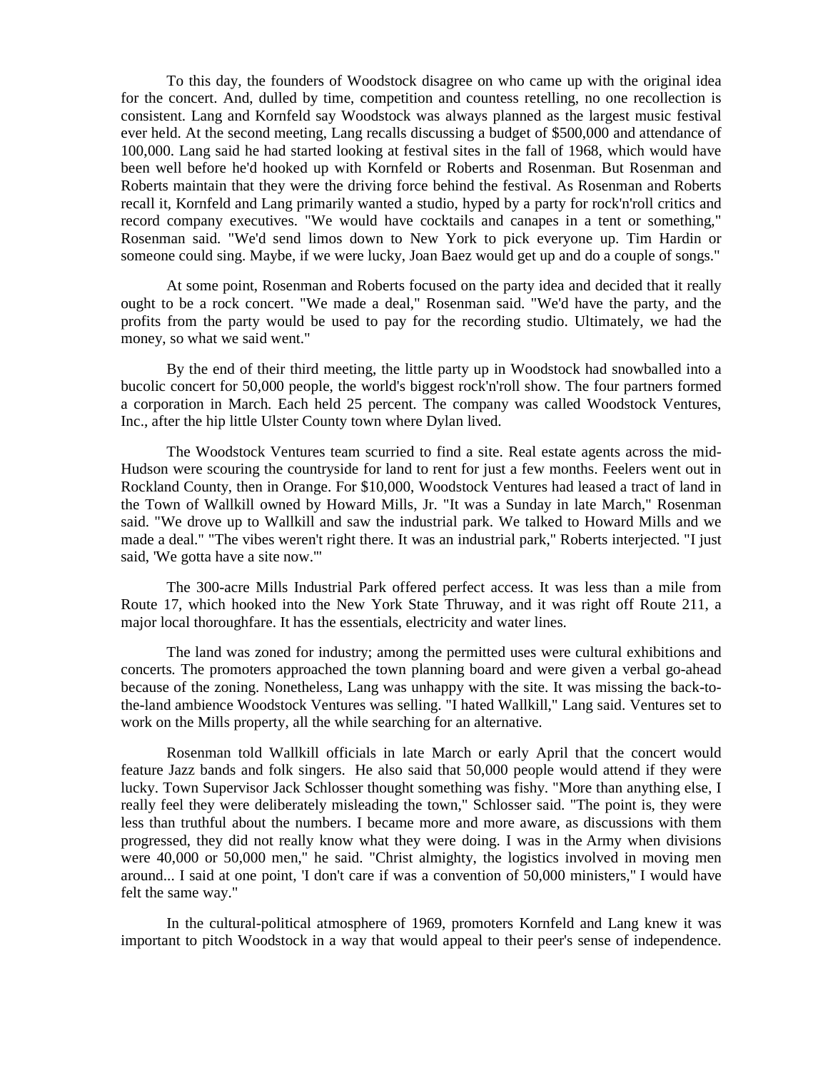To this day, the founders of Woodstock disagree on who came up with the original idea for the concert. And, dulled by time, competition and countess retelling, no one recollection is consistent. Lang and Kornfeld say Woodstock was always planned as the largest music festival ever held. At the second meeting, Lang recalls discussing a budget of $500,000 and attendance of 100,000. Lang said he had started looking at festival sites in the fall of 1968, which would have been well before he'd hooked up with Kornfeld or Roberts and Rosenman. But Rosenman and Roberts maintain that they were the driving force behind the festival. As Rosenman and Roberts recall it, Kornfeld and Lang primarily wanted a studio, hyped by a party for rock'n'roll critics and record company executives. "We would have cocktails and canapes in a tent or something," Rosenman said. "We'd send limos down to New York to pick everyone up. Tim Hardin or someone could sing. Maybe, if we were lucky, Joan Baez would get up and do a couple of songs."

At some point, Rosenman and Roberts focused on the party idea and decided that it really ought to be a rock concert. "We made a deal," Rosenman said. "We'd have the party, and the profits from the party would be used to pay for the recording studio. Ultimately, we had the money, so what we said went."

By the end of their third meeting, the little party up in Woodstock had snowballed into a bucolic concert for 50,000 people, the world's biggest rock'n'roll show. The four partners formed a corporation in March. Each held 25 percent. The company was called Woodstock Ventures, Inc., after the hip little Ulster County town where Dylan lived.

The Woodstock Ventures team scurried to find a site. Real estate agents across the mid-Hudson were scouring the countryside for land to rent for just a few months. Feelers went out in Rockland County, then in Orange. For $10,000, Woodstock Ventures had leased a tract of land in the Town of Wallkill owned by Howard Mills, Jr. "It was a Sunday in late March," Rosenman said. "We drove up to Wallkill and saw the industrial park. We talked to Howard Mills and we made a deal." "The vibes weren't right there. It was an industrial park," Roberts interjected. "I just said, 'We gotta have a site now.'"

The 300-acre Mills Industrial Park offered perfect access. It was less than a mile from Route 17, which hooked into the New York State Thruway, and it was right off Route 211, a major local thoroughfare. It has the essentials, electricity and water lines.

The land was zoned for industry; among the permitted uses were cultural exhibitions and concerts. The promoters approached the town planning board and were given a verbal go-ahead because of the zoning. Nonetheless, Lang was unhappy with the site. It was missing the back-to-the-land ambience Woodstock Ventures was selling. "I hated Wallkill," Lang said. Ventures set to work on the Mills property, all the while searching for an alternative.

Rosenman told Wallkill officials in late March or early April that the concert would feature Jazz bands and folk singers. He also said that 50,000 people would attend if they were lucky. Town Supervisor Jack Schlosser thought something was fishy. "More than anything else, I really feel they were deliberately misleading the town," Schlosser said. "The point is, they were less than truthful about the numbers. I became more and more aware, as discussions with them progressed, they did not really know what they were doing. I was in the Army when divisions were 40,000 or 50,000 men," he said. "Christ almighty, the logistics involved in moving men around... I said at one point, 'I don't care if was a convention of 50,000 ministers," I would have felt the same way."

In the cultural-political atmosphere of 1969, promoters Kornfeld and Lang knew it was important to pitch Woodstock in a way that would appeal to their peer's sense of independence.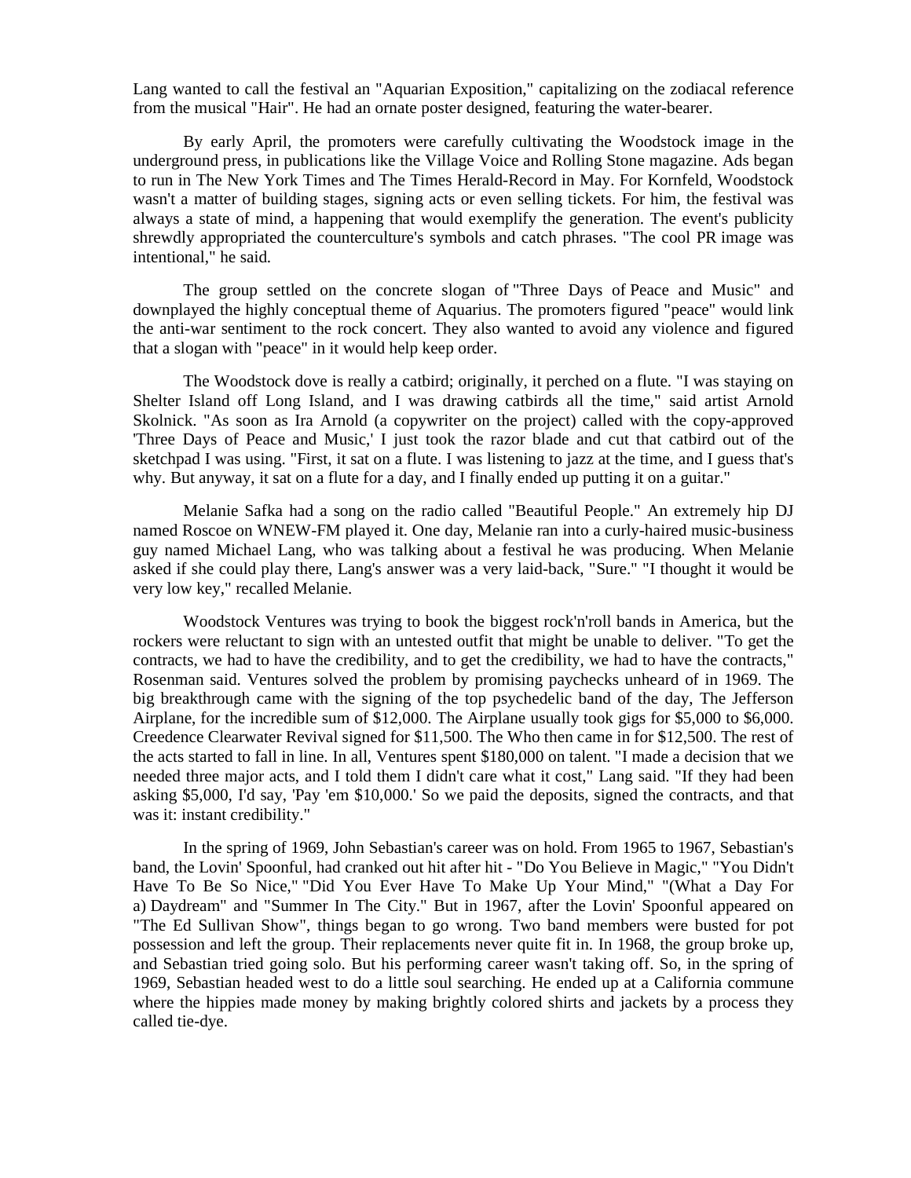Lang wanted to call the festival an "Aquarian Exposition," capitalizing on the zodiacal reference from the musical "Hair". He had an ornate poster designed, featuring the water-bearer.

By early April, the promoters were carefully cultivating the Woodstock image in the underground press, in publications like the Village Voice and Rolling Stone magazine. Ads began to run in The New York Times and The Times Herald-Record in May. For Kornfeld, Woodstock wasn't a matter of building stages, signing acts or even selling tickets. For him, the festival was always a state of mind, a happening that would exemplify the generation. The event's publicity shrewdly appropriated the counterculture's symbols and catch phrases. "The cool PR image was intentional," he said.

The group settled on the concrete slogan of "Three Days of Peace and Music" and downplayed the highly conceptual theme of Aquarius. The promoters figured "peace" would link the anti-war sentiment to the rock concert. They also wanted to avoid any violence and figured that a slogan with "peace" in it would help keep order.

The Woodstock dove is really a catbird; originally, it perched on a flute. "I was staying on Shelter Island off Long Island, and I was drawing catbirds all the time," said artist Arnold Skolnick. "As soon as Ira Arnold (a copywriter on the project) called with the copy-approved 'Three Days of Peace and Music,' I just took the razor blade and cut that catbird out of the sketchpad I was using. "First, it sat on a flute. I was listening to jazz at the time, and I guess that's why. But anyway, it sat on a flute for a day, and I finally ended up putting it on a guitar."

Melanie Safka had a song on the radio called "Beautiful People." An extremely hip DJ named Roscoe on WNEW-FM played it. One day, Melanie ran into a curly-haired music-business guy named Michael Lang, who was talking about a festival he was producing. When Melanie asked if she could play there, Lang's answer was a very laid-back, "Sure." "I thought it would be very low key," recalled Melanie.

Woodstock Ventures was trying to book the biggest rock'n'roll bands in America, but the rockers were reluctant to sign with an untested outfit that might be unable to deliver. "To get the contracts, we had to have the credibility, and to get the credibility, we had to have the contracts," Rosenman said. Ventures solved the problem by promising paychecks unheard of in 1969. The big breakthrough came with the signing of the top psychedelic band of the day, The Jefferson Airplane, for the incredible sum of $12,000. The Airplane usually took gigs for $5,000 to $6,000. Creedence Clearwater Revival signed for $11,500. The Who then came in for $12,500. The rest of the acts started to fall in line. In all, Ventures spent $180,000 on talent. "I made a decision that we needed three major acts, and I told them I didn't care what it cost," Lang said. "If they had been asking $5,000, I'd say, 'Pay 'em $10,000.' So we paid the deposits, signed the contracts, and that was it: instant credibility."

In the spring of 1969, John Sebastian's career was on hold. From 1965 to 1967, Sebastian's band, the Lovin' Spoonful, had cranked out hit after hit - "Do You Believe in Magic," "You Didn't Have To Be So Nice," "Did You Ever Have To Make Up Your Mind," "(What a Day For a) Daydream" and "Summer In The City." But in 1967, after the Lovin' Spoonful appeared on "The Ed Sullivan Show", things began to go wrong. Two band members were busted for pot possession and left the group. Their replacements never quite fit in. In 1968, the group broke up, and Sebastian tried going solo. But his performing career wasn't taking off. So, in the spring of 1969, Sebastian headed west to do a little soul searching. He ended up at a California commune where the hippies made money by making brightly colored shirts and jackets by a process they called tie-dye.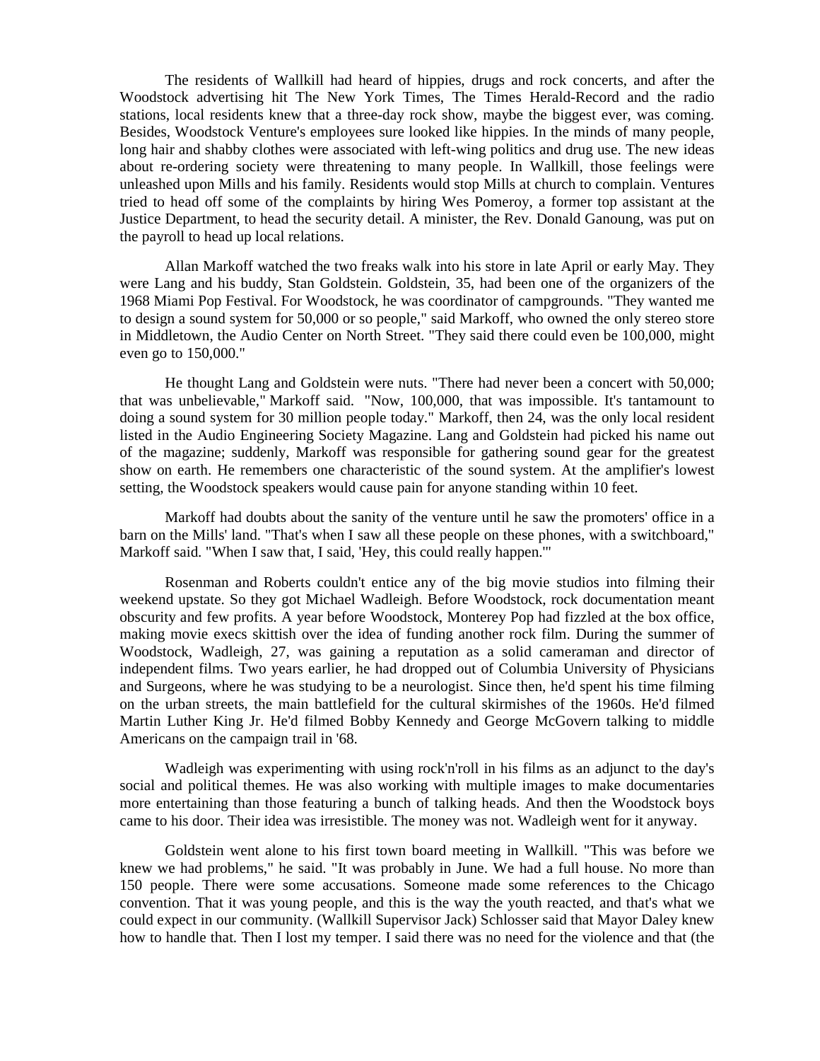The residents of Wallkill had heard of hippies, drugs and rock concerts, and after the Woodstock advertising hit The New York Times, The Times Herald-Record and the radio stations, local residents knew that a three-day rock show, maybe the biggest ever, was coming. Besides, Woodstock Venture's employees sure looked like hippies. In the minds of many people, long hair and shabby clothes were associated with left-wing politics and drug use. The new ideas about re-ordering society were threatening to many people. In Wallkill, those feelings were unleashed upon Mills and his family. Residents would stop Mills at church to complain. Ventures tried to head off some of the complaints by hiring Wes Pomeroy, a former top assistant at the Justice Department, to head the security detail. A minister, the Rev. Donald Ganoung, was put on the payroll to head up local relations.

Allan Markoff watched the two freaks walk into his store in late April or early May. They were Lang and his buddy, Stan Goldstein. Goldstein, 35, had been one of the organizers of the 1968 Miami Pop Festival. For Woodstock, he was coordinator of campgrounds. "They wanted me to design a sound system for 50,000 or so people," said Markoff, who owned the only stereo store in Middletown, the Audio Center on North Street. "They said there could even be 100,000, might even go to 150,000."

He thought Lang and Goldstein were nuts. "There had never been a concert with 50,000; that was unbelievable," Markoff said. "Now, 100,000, that was impossible. It's tantamount to doing a sound system for 30 million people today." Markoff, then 24, was the only local resident listed in the Audio Engineering Society Magazine. Lang and Goldstein had picked his name out of the magazine; suddenly, Markoff was responsible for gathering sound gear for the greatest show on earth. He remembers one characteristic of the sound system. At the amplifier's lowest setting, the Woodstock speakers would cause pain for anyone standing within 10 feet.

Markoff had doubts about the sanity of the venture until he saw the promoters' office in a barn on the Mills' land. "That's when I saw all these people on these phones, with a switchboard," Markoff said. "When I saw that, I said, 'Hey, this could really happen.'"

Rosenman and Roberts couldn't entice any of the big movie studios into filming their weekend upstate. So they got Michael Wadleigh. Before Woodstock, rock documentation meant obscurity and few profits. A year before Woodstock, Monterey Pop had fizzled at the box office, making movie execs skittish over the idea of funding another rock film. During the summer of Woodstock, Wadleigh, 27, was gaining a reputation as a solid cameraman and director of independent films. Two years earlier, he had dropped out of Columbia University of Physicians and Surgeons, where he was studying to be a neurologist. Since then, he'd spent his time filming on the urban streets, the main battlefield for the cultural skirmishes of the 1960s. He'd filmed Martin Luther King Jr. He'd filmed Bobby Kennedy and George McGovern talking to middle Americans on the campaign trail in '68.

Wadleigh was experimenting with using rock'n'roll in his films as an adjunct to the day's social and political themes. He was also working with multiple images to make documentaries more entertaining than those featuring a bunch of talking heads. And then the Woodstock boys came to his door. Their idea was irresistible. The money was not. Wadleigh went for it anyway.

Goldstein went alone to his first town board meeting in Wallkill. "This was before we knew we had problems," he said. "It was probably in June. We had a full house. No more than 150 people. There were some accusations. Someone made some references to the Chicago convention. That it was young people, and this is the way the youth reacted, and that's what we could expect in our community. (Wallkill Supervisor Jack) Schlosser said that Mayor Daley knew how to handle that. Then I lost my temper. I said there was no need for the violence and that (the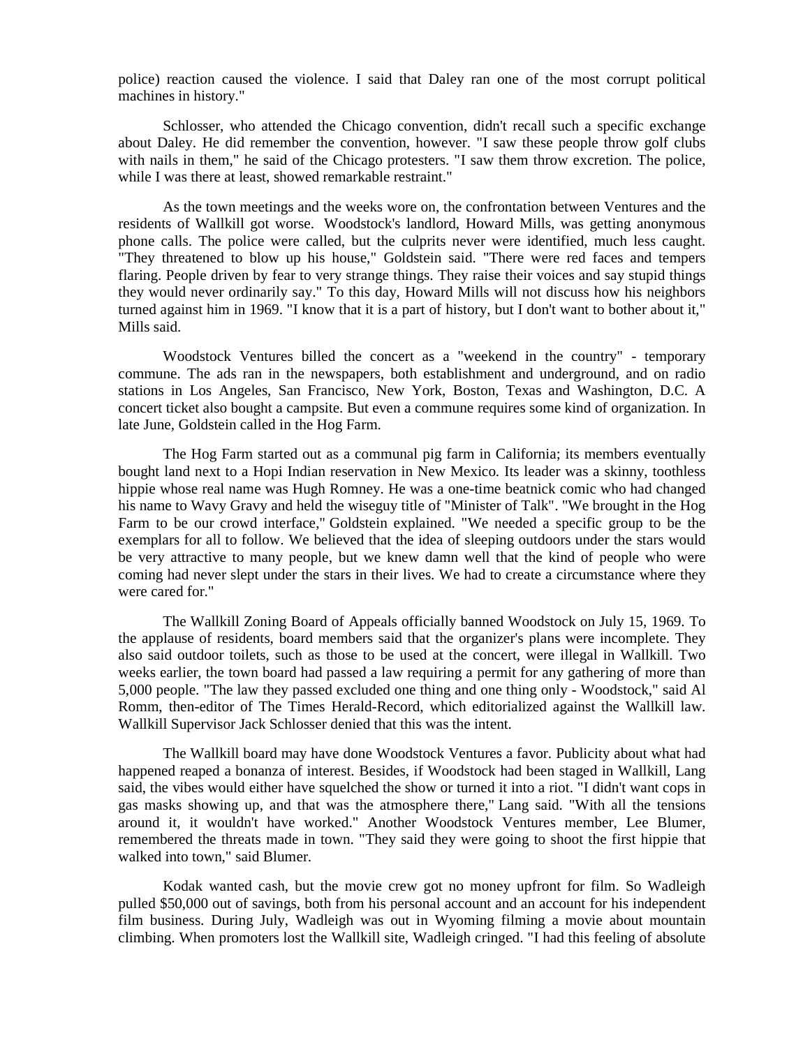police) reaction caused the violence. I said that Daley ran one of the most corrupt political machines in history."

Schlosser, who attended the Chicago convention, didn't recall such a specific exchange about Daley. He did remember the convention, however. "I saw these people throw golf clubs with nails in them," he said of the Chicago protesters. "I saw them throw excretion. The police, while I was there at least, showed remarkable restraint."

As the town meetings and the weeks wore on, the confrontation between Ventures and the residents of Wallkill got worse. Woodstock's landlord, Howard Mills, was getting anonymous phone calls. The police were called, but the culprits never were identified, much less caught. "They threatened to blow up his house," Goldstein said. "There were red faces and tempers flaring. People driven by fear to very strange things. They raise their voices and say stupid things they would never ordinarily say." To this day, Howard Mills will not discuss how his neighbors turned against him in 1969. "I know that it is a part of history, but I don't want to bother about it," Mills said.

Woodstock Ventures billed the concert as a "weekend in the country" - temporary commune. The ads ran in the newspapers, both establishment and underground, and on radio stations in Los Angeles, San Francisco, New York, Boston, Texas and Washington, D.C. A concert ticket also bought a campsite. But even a commune requires some kind of organization. In late June, Goldstein called in the Hog Farm.

The Hog Farm started out as a communal pig farm in California; its members eventually bought land next to a Hopi Indian reservation in New Mexico. Its leader was a skinny, toothless hippie whose real name was Hugh Romney. He was a one-time beatnick comic who had changed his name to Wavy Gravy and held the wiseguy title of "Minister of Talk". "We brought in the Hog Farm to be our crowd interface," Goldstein explained. "We needed a specific group to be the exemplars for all to follow. We believed that the idea of sleeping outdoors under the stars would be very attractive to many people, but we knew damn well that the kind of people who were coming had never slept under the stars in their lives. We had to create a circumstance where they were cared for."

The Wallkill Zoning Board of Appeals officially banned Woodstock on July 15, 1969. To the applause of residents, board members said that the organizer's plans were incomplete. They also said outdoor toilets, such as those to be used at the concert, were illegal in Wallkill. Two weeks earlier, the town board had passed a law requiring a permit for any gathering of more than 5,000 people. "The law they passed excluded one thing and one thing only - Woodstock," said Al Romm, then-editor of The Times Herald-Record, which editorialized against the Wallkill law. Wallkill Supervisor Jack Schlosser denied that this was the intent.

The Wallkill board may have done Woodstock Ventures a favor. Publicity about what had happened reaped a bonanza of interest. Besides, if Woodstock had been staged in Wallkill, Lang said, the vibes would either have squelched the show or turned it into a riot. "I didn't want cops in gas masks showing up, and that was the atmosphere there," Lang said. "With all the tensions around it, it wouldn't have worked." Another Woodstock Ventures member, Lee Blumer, remembered the threats made in town. "They said they were going to shoot the first hippie that walked into town," said Blumer.

Kodak wanted cash, but the movie crew got no money upfront for film. So Wadleigh pulled $50,000 out of savings, both from his personal account and an account for his independent film business. During July, Wadleigh was out in Wyoming filming a movie about mountain climbing. When promoters lost the Wallkill site, Wadleigh cringed. "I had this feeling of absolute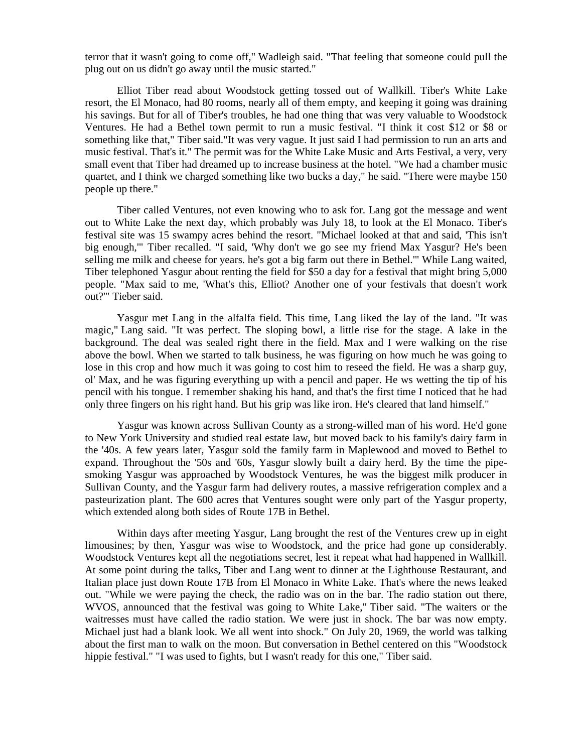terror that it wasn't going to come off," Wadleigh said. "That feeling that someone could pull the plug out on us didn't go away until the music started."

Elliot Tiber read about Woodstock getting tossed out of Wallkill. Tiber's White Lake resort, the El Monaco, had 80 rooms, nearly all of them empty, and keeping it going was draining his savings. But for all of Tiber's troubles, he had one thing that was very valuable to Woodstock Ventures. He had a Bethel town permit to run a music festival. "I think it cost $12 or $8 or something like that," Tiber said."It was very vague. It just said I had permission to run an arts and music festival. That's it." The permit was for the White Lake Music and Arts Festival, a very, very small event that Tiber had dreamed up to increase business at the hotel. "We had a chamber music quartet, and I think we charged something like two bucks a day," he said. "There were maybe 150 people up there."

Tiber called Ventures, not even knowing who to ask for. Lang got the message and went out to White Lake the next day, which probably was July 18, to look at the El Monaco. Tiber's festival site was 15 swampy acres behind the resort. "Michael looked at that and said, 'This isn't big enough,'" Tiber recalled. "I said, 'Why don't we go see my friend Max Yasgur? He's been selling me milk and cheese for years. he's got a big farm out there in Bethel.'" While Lang waited, Tiber telephoned Yasgur about renting the field for $50 a day for a festival that might bring 5,000 people. "Max said to me, 'What's this, Elliot? Another one of your festivals that doesn't work out?'" Tieber said.

Yasgur met Lang in the alfalfa field. This time, Lang liked the lay of the land. "It was magic," Lang said. "It was perfect. The sloping bowl, a little rise for the stage. A lake in the background. The deal was sealed right there in the field. Max and I were walking on the rise above the bowl. When we started to talk business, he was figuring on how much he was going to lose in this crop and how much it was going to cost him to reseed the field. He was a sharp guy, ol' Max, and he was figuring everything up with a pencil and paper. He ws wetting the tip of his pencil with his tongue. I remember shaking his hand, and that's the first time I noticed that he had only three fingers on his right hand. But his grip was like iron. He's cleared that land himself."

Yasgur was known across Sullivan County as a strong-willed man of his word. He'd gone to New York University and studied real estate law, but moved back to his family's dairy farm in the '40s. A few years later, Yasgur sold the family farm in Maplewood and moved to Bethel to expand. Throughout the '50s and '60s, Yasgur slowly built a dairy herd. By the time the pipe-smoking Yasgur was approached by Woodstock Ventures, he was the biggest milk producer in Sullivan County, and the Yasgur farm had delivery routes, a massive refrigeration complex and a pasteurization plant. The 600 acres that Ventures sought were only part of the Yasgur property, which extended along both sides of Route 17B in Bethel.

Within days after meeting Yasgur, Lang brought the rest of the Ventures crew up in eight limousines; by then, Yasgur was wise to Woodstock, and the price had gone up considerably. Woodstock Ventures kept all the negotiations secret, lest it repeat what had happened in Wallkill. At some point during the talks, Tiber and Lang went to dinner at the Lighthouse Restaurant, and Italian place just down Route 17B from El Monaco in White Lake. That's where the news leaked out. "While we were paying the check, the radio was on in the bar. The radio station out there, WVOS, announced that the festival was going to White Lake," Tiber said. "The waiters or the waitresses must have called the radio station. We were just in shock. The bar was now empty. Michael just had a blank look. We all went into shock." On July 20, 1969, the world was talking about the first man to walk on the moon. But conversation in Bethel centered on this "Woodstock hippie festival." "I was used to fights, but I wasn't ready for this one," Tiber said.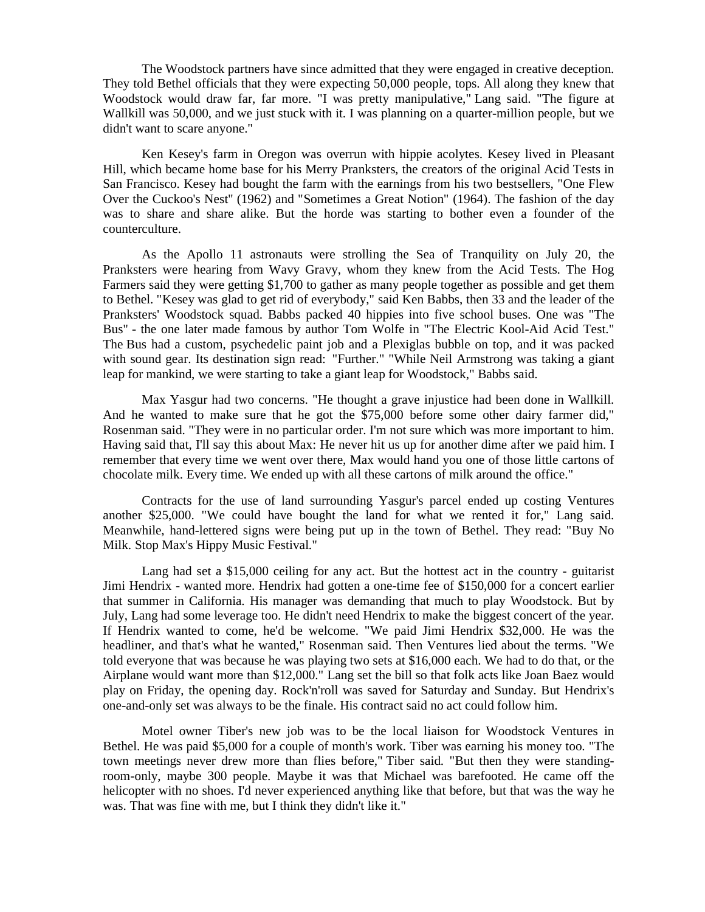The Woodstock partners have since admitted that they were engaged in creative deception. They told Bethel officials that they were expecting 50,000 people, tops. All along they knew that Woodstock would draw far, far more. "I was pretty manipulative," Lang said. "The figure at Wallkill was 50,000, and we just stuck with it. I was planning on a quarter-million people, but we didn't want to scare anyone."

Ken Kesey's farm in Oregon was overrun with hippie acolytes. Kesey lived in Pleasant Hill, which became home base for his Merry Pranksters, the creators of the original Acid Tests in San Francisco. Kesey had bought the farm with the earnings from his two bestsellers, "One Flew Over the Cuckoo's Nest" (1962) and "Sometimes a Great Notion" (1964). The fashion of the day was to share and share alike. But the horde was starting to bother even a founder of the counterculture.

As the Apollo 11 astronauts were strolling the Sea of Tranquility on July 20, the Pranksters were hearing from Wavy Gravy, whom they knew from the Acid Tests. The Hog Farmers said they were getting $1,700 to gather as many people together as possible and get them to Bethel. "Kesey was glad to get rid of everybody," said Ken Babbs, then 33 and the leader of the Pranksters' Woodstock squad. Babbs packed 40 hippies into five school buses. One was "The Bus" - the one later made famous by author Tom Wolfe in "The Electric Kool-Aid Acid Test." The Bus had a custom, psychedelic paint job and a Plexiglas bubble on top, and it was packed with sound gear. Its destination sign read: "Further." "While Neil Armstrong was taking a giant leap for mankind, we were starting to take a giant leap for Woodstock," Babbs said.

Max Yasgur had two concerns. "He thought a grave injustice had been done in Wallkill. And he wanted to make sure that he got the $75,000 before some other dairy farmer did," Rosenman said. "They were in no particular order. I'm not sure which was more important to him. Having said that, I'll say this about Max: He never hit us up for another dime after we paid him. I remember that every time we went over there, Max would hand you one of those little cartons of chocolate milk. Every time. We ended up with all these cartons of milk around the office."

Contracts for the use of land surrounding Yasgur's parcel ended up costing Ventures another $25,000. "We could have bought the land for what we rented it for," Lang said. Meanwhile, hand-lettered signs were being put up in the town of Bethel. They read: "Buy No Milk. Stop Max's Hippy Music Festival."

Lang had set a $15,000 ceiling for any act. But the hottest act in the country - guitarist Jimi Hendrix - wanted more. Hendrix had gotten a one-time fee of $150,000 for a concert earlier that summer in California. His manager was demanding that much to play Woodstock. But by July, Lang had some leverage too. He didn't need Hendrix to make the biggest concert of the year. If Hendrix wanted to come, he'd be welcome. "We paid Jimi Hendrix $32,000. He was the headliner, and that's what he wanted," Rosenman said. Then Ventures lied about the terms. "We told everyone that was because he was playing two sets at $16,000 each. We had to do that, or the Airplane would want more than $12,000." Lang set the bill so that folk acts like Joan Baez would play on Friday, the opening day. Rock'n'roll was saved for Saturday and Sunday. But Hendrix's one-and-only set was always to be the finale. His contract said no act could follow him.

Motel owner Tiber's new job was to be the local liaison for Woodstock Ventures in Bethel. He was paid $5,000 for a couple of month's work. Tiber was earning his money too. "The town meetings never drew more than flies before," Tiber said. "But then they were standing-room-only, maybe 300 people. Maybe it was that Michael was barefooted. He came off the helicopter with no shoes. I'd never experienced anything like that before, but that was the way he was. That was fine with me, but I think they didn't like it."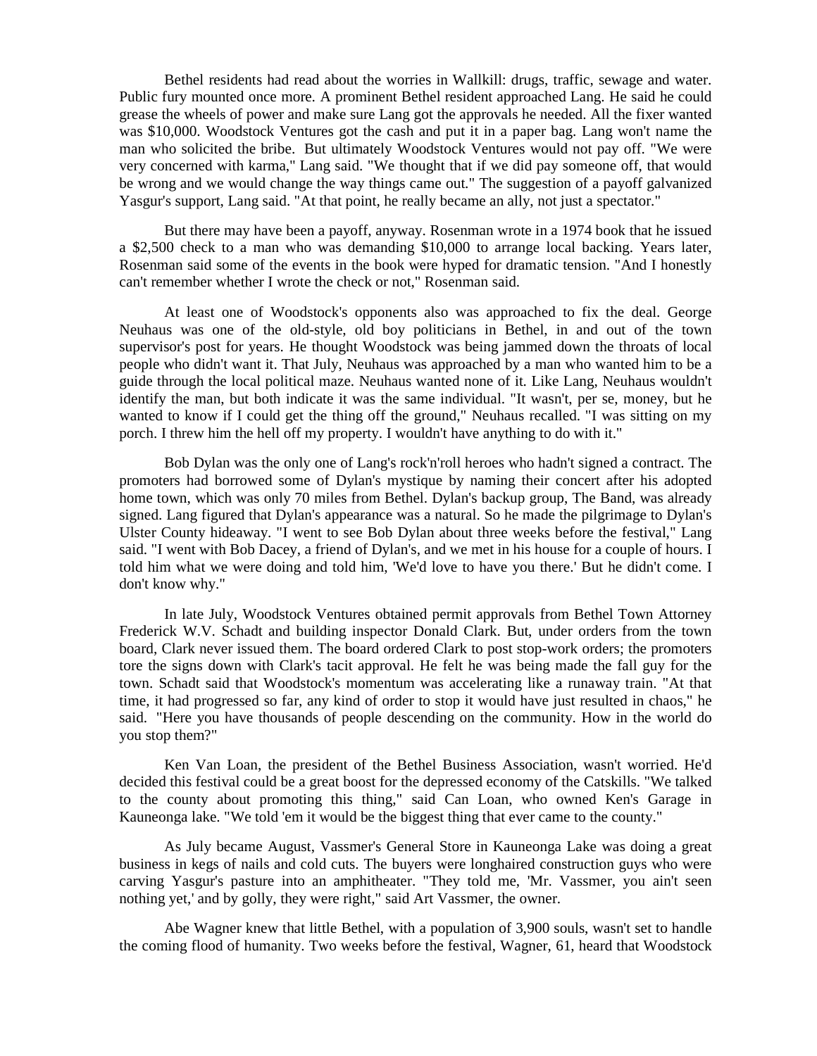Bethel residents had read about the worries in Wallkill: drugs, traffic, sewage and water. Public fury mounted once more. A prominent Bethel resident approached Lang. He said he could grease the wheels of power and make sure Lang got the approvals he needed. All the fixer wanted was $10,000. Woodstock Ventures got the cash and put it in a paper bag. Lang won't name the man who solicited the bribe. But ultimately Woodstock Ventures would not pay off. "We were very concerned with karma," Lang said. "We thought that if we did pay someone off, that would be wrong and we would change the way things came out." The suggestion of a payoff galvanized Yasgur's support, Lang said. "At that point, he really became an ally, not just a spectator."

But there may have been a payoff, anyway. Rosenman wrote in a 1974 book that he issued a $2,500 check to a man who was demanding $10,000 to arrange local backing. Years later, Rosenman said some of the events in the book were hyped for dramatic tension. "And I honestly can't remember whether I wrote the check or not," Rosenman said.

At least one of Woodstock's opponents also was approached to fix the deal. George Neuhaus was one of the old-style, old boy politicians in Bethel, in and out of the town supervisor's post for years. He thought Woodstock was being jammed down the throats of local people who didn't want it. That July, Neuhaus was approached by a man who wanted him to be a guide through the local political maze. Neuhaus wanted none of it. Like Lang, Neuhaus wouldn't identify the man, but both indicate it was the same individual. "It wasn't, per se, money, but he wanted to know if I could get the thing off the ground," Neuhaus recalled. "I was sitting on my porch. I threw him the hell off my property. I wouldn't have anything to do with it."

Bob Dylan was the only one of Lang's rock'n'roll heroes who hadn't signed a contract. The promoters had borrowed some of Dylan's mystique by naming their concert after his adopted home town, which was only 70 miles from Bethel. Dylan's backup group, The Band, was already signed. Lang figured that Dylan's appearance was a natural. So he made the pilgrimage to Dylan's Ulster County hideaway. "I went to see Bob Dylan about three weeks before the festival," Lang said. "I went with Bob Dacey, a friend of Dylan's, and we met in his house for a couple of hours. I told him what we were doing and told him, 'We'd love to have you there.' But he didn't come. I don't know why."

In late July, Woodstock Ventures obtained permit approvals from Bethel Town Attorney Frederick W.V. Schadt and building inspector Donald Clark. But, under orders from the town board, Clark never issued them. The board ordered Clark to post stop-work orders; the promoters tore the signs down with Clark's tacit approval. He felt he was being made the fall guy for the town. Schadt said that Woodstock's momentum was accelerating like a runaway train. "At that time, it had progressed so far, any kind of order to stop it would have just resulted in chaos," he said. "Here you have thousands of people descending on the community. How in the world do you stop them?"

Ken Van Loan, the president of the Bethel Business Association, wasn't worried. He'd decided this festival could be a great boost for the depressed economy of the Catskills. "We talked to the county about promoting this thing," said Can Loan, who owned Ken's Garage in Kauneonga lake. "We told 'em it would be the biggest thing that ever came to the county."

As July became August, Vassmer's General Store in Kauneonga Lake was doing a great business in kegs of nails and cold cuts. The buyers were longhaired construction guys who were carving Yasgur's pasture into an amphitheater. "They told me, 'Mr. Vassmer, you ain't seen nothing yet,' and by golly, they were right," said Art Vassmer, the owner.

Abe Wagner knew that little Bethel, with a population of 3,900 souls, wasn't set to handle the coming flood of humanity. Two weeks before the festival, Wagner, 61, heard that Woodstock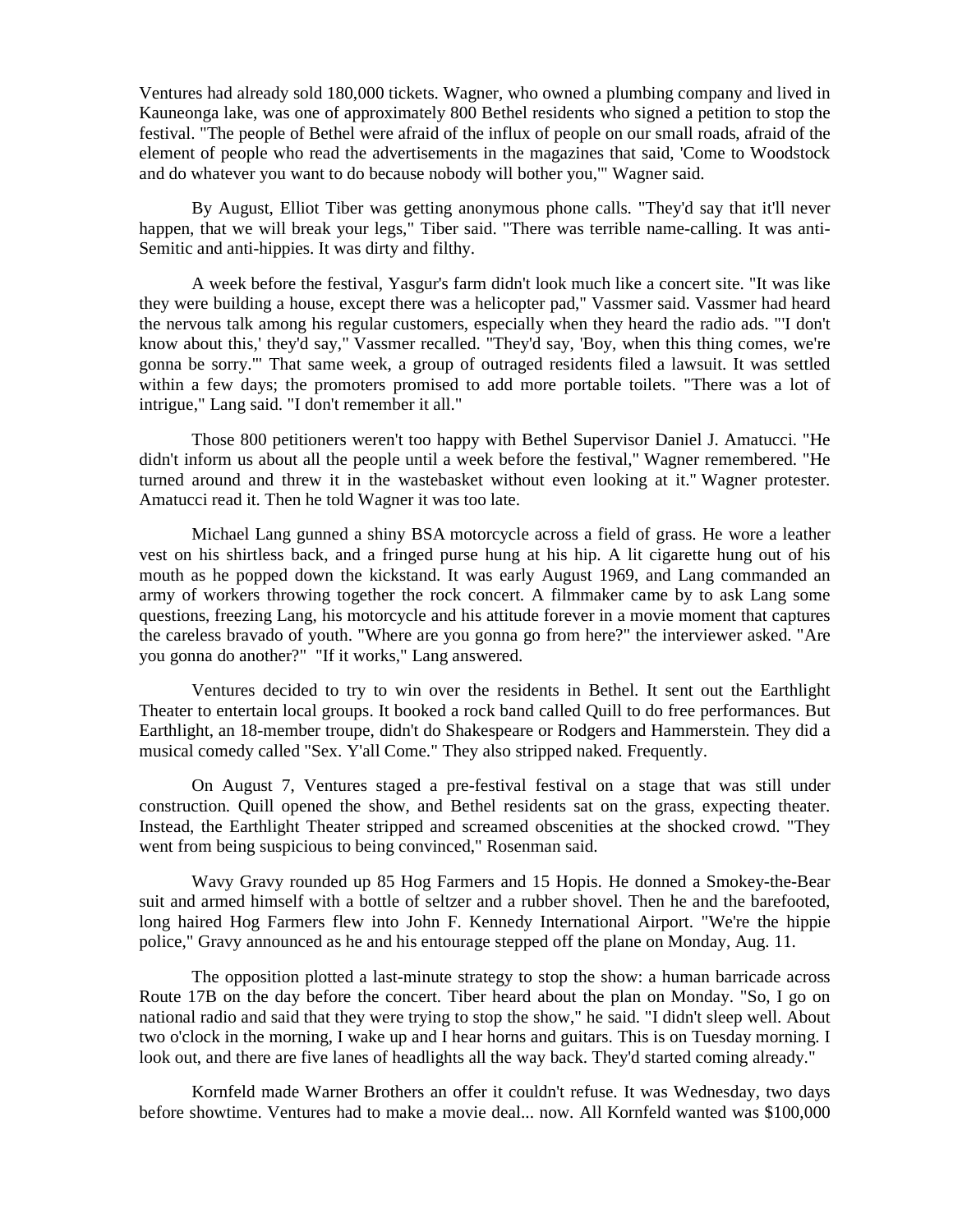Ventures had already sold 180,000 tickets. Wagner, who owned a plumbing company and lived in Kauneonga lake, was one of approximately 800 Bethel residents who signed a petition to stop the festival. "The people of Bethel were afraid of the influx of people on our small roads, afraid of the element of people who read the advertisements in the magazines that said, 'Come to Woodstock and do whatever you want to do because nobody will bother you,'" Wagner said.

By August, Elliot Tiber was getting anonymous phone calls. "They'd say that it'll never happen, that we will break your legs," Tiber said. "There was terrible name-calling. It was anti-Semitic and anti-hippies. It was dirty and filthy.

A week before the festival, Yasgur's farm didn't look much like a concert site. "It was like they were building a house, except there was a helicopter pad," Vassmer said. Vassmer had heard the nervous talk among his regular customers, especially when they heard the radio ads. "'I don't know about this,' they'd say," Vassmer recalled. "They'd say, 'Boy, when this thing comes, we're gonna be sorry.'" That same week, a group of outraged residents filed a lawsuit. It was settled within a few days; the promoters promised to add more portable toilets. "There was a lot of intrigue," Lang said. "I don't remember it all."

Those 800 petitioners weren't too happy with Bethel Supervisor Daniel J. Amatucci. "He didn't inform us about all the people until a week before the festival," Wagner remembered. "He turned around and threw it in the wastebasket without even looking at it." Wagner protester. Amatucci read it. Then he told Wagner it was too late.

Michael Lang gunned a shiny BSA motorcycle across a field of grass. He wore a leather vest on his shirtless back, and a fringed purse hung at his hip. A lit cigarette hung out of his mouth as he popped down the kickstand. It was early August 1969, and Lang commanded an army of workers throwing together the rock concert. A filmmaker came by to ask Lang some questions, freezing Lang, his motorcycle and his attitude forever in a movie moment that captures the careless bravado of youth. "Where are you gonna go from here?" the interviewer asked. "Are you gonna do another?" "If it works," Lang answered.

Ventures decided to try to win over the residents in Bethel. It sent out the Earthlight Theater to entertain local groups. It booked a rock band called Quill to do free performances. But Earthlight, an 18-member troupe, didn't do Shakespeare or Rodgers and Hammerstein. They did a musical comedy called "Sex. Y'all Come." They also stripped naked. Frequently.

On August 7, Ventures staged a pre-festival festival on a stage that was still under construction. Quill opened the show, and Bethel residents sat on the grass, expecting theater. Instead, the Earthlight Theater stripped and screamed obscenities at the shocked crowd. "They went from being suspicious to being convinced," Rosenman said.

Wavy Gravy rounded up 85 Hog Farmers and 15 Hopis. He donned a Smokey-the-Bear suit and armed himself with a bottle of seltzer and a rubber shovel. Then he and the barefooted, long haired Hog Farmers flew into John F. Kennedy International Airport. "We're the hippie police," Gravy announced as he and his entourage stepped off the plane on Monday, Aug. 11.

The opposition plotted a last-minute strategy to stop the show: a human barricade across Route 17B on the day before the concert. Tiber heard about the plan on Monday. "So, I go on national radio and said that they were trying to stop the show," he said. "I didn't sleep well. About two o'clock in the morning, I wake up and I hear horns and guitars. This is on Tuesday morning. I look out, and there are five lanes of headlights all the way back. They'd started coming already."

Kornfeld made Warner Brothers an offer it couldn't refuse. It was Wednesday, two days before showtime. Ventures had to make a movie deal... now. All Kornfeld wanted was $100,000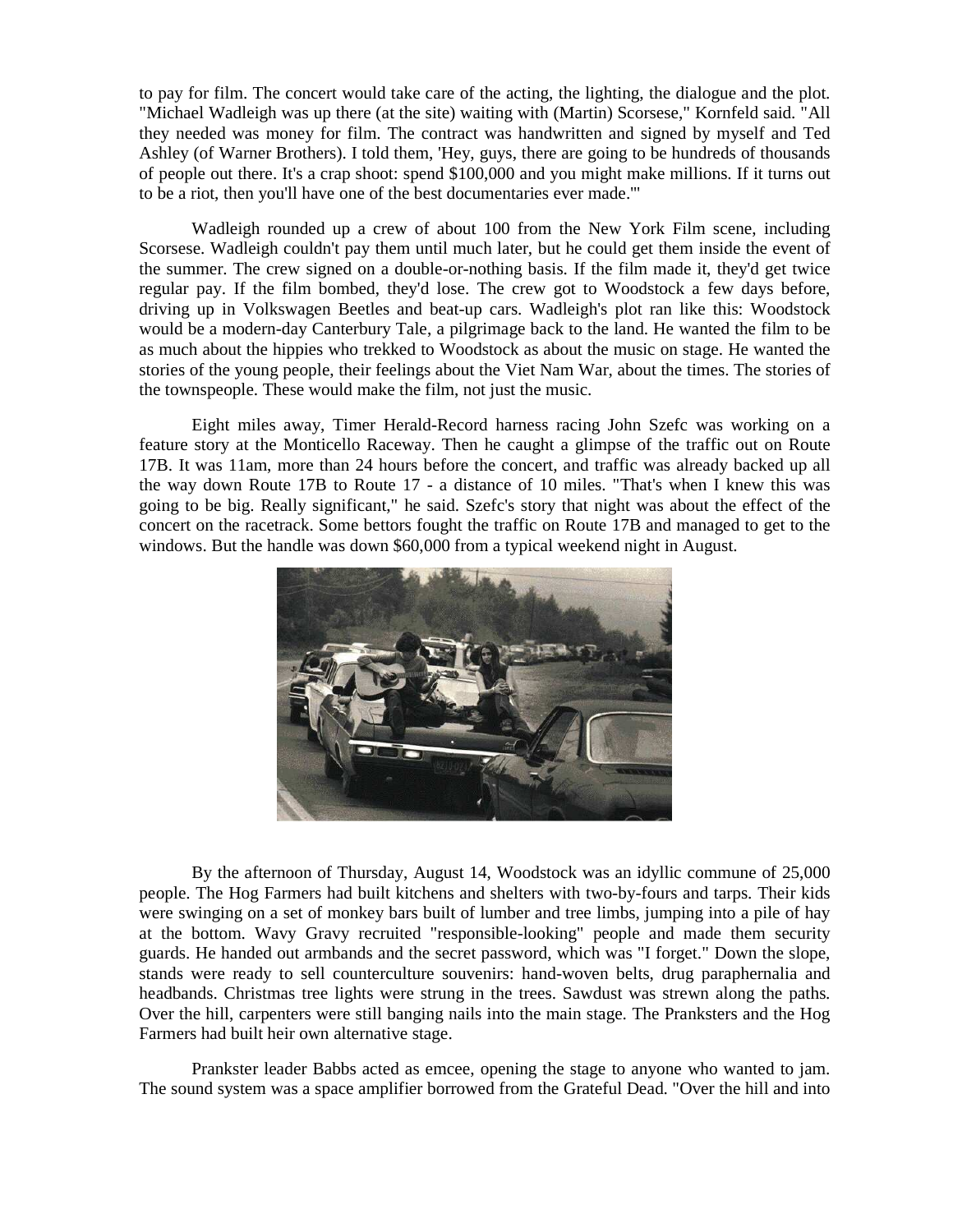to pay for film. The concert would take care of the acting, the lighting, the dialogue and the plot. "Michael Wadleigh was up there (at the site) waiting with (Martin) Scorsese," Kornfeld said. "All they needed was money for film. The contract was handwritten and signed by myself and Ted Ashley (of Warner Brothers). I told them, 'Hey, guys, there are going to be hundreds of thousands of people out there. It's a crap shoot: spend $100,000 and you might make millions. If it turns out to be a riot, then you'll have one of the best documentaries ever made.'"

Wadleigh rounded up a crew of about 100 from the New York Film scene, including Scorsese. Wadleigh couldn't pay them until much later, but he could get them inside the event of the summer. The crew signed on a double-or-nothing basis. If the film made it, they'd get twice regular pay. If the film bombed, they'd lose. The crew got to Woodstock a few days before, driving up in Volkswagen Beetles and beat-up cars. Wadleigh's plot ran like this: Woodstock would be a modern-day Canterbury Tale, a pilgrimage back to the land. He wanted the film to be as much about the hippies who trekked to Woodstock as about the music on stage. He wanted the stories of the young people, their feelings about the Viet Nam War, about the times. The stories of the townspeople. These would make the film, not just the music.

Eight miles away, Timer Herald-Record harness racing John Szefc was working on a feature story at the Monticello Raceway. Then he caught a glimpse of the traffic out on Route 17B. It was 11am, more than 24 hours before the concert, and traffic was already backed up all the way down Route 17B to Route 17 - a distance of 10 miles. "That's when I knew this was going to be big. Really significant," he said. Szefc's story that night was about the effect of the concert on the racetrack. Some bettors fought the traffic on Route 17B and managed to get to the windows. But the handle was down $60,000 from a typical weekend night in August.

By the afternoon of Thursday, August 14, Woodstock was an idyllic commune of 25,000 people. The Hog Farmers had built kitchens and shelters with two-by-fours and tarps. Their kids were swinging on a set of monkey bars built of lumber and tree limbs, jumping into a pile of hay at the bottom. Wavy Gravy recruited "responsible-looking" people and made them security guards. He handed out armbands and the secret password, which was "I forget." Down the slope, stands were ready to sell counterculture souvenirs: hand-woven belts, drug paraphernalia and headbands. Christmas tree lights were strung in the trees. Sawdust was strewn along the paths. Over the hill, carpenters were still banging nails into the main stage. The Pranksters and the Hog Farmers had built heir own alternative stage.

Prankster leader Babbs acted as emcee, opening the stage to anyone who wanted to jam. The sound system was a space amplifier borrowed from the Grateful Dead. "Over the hill and into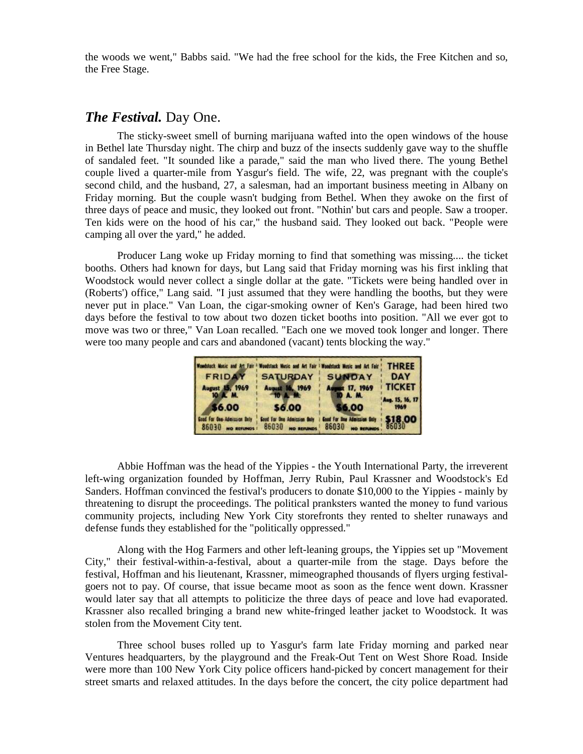the woods we went," Babbs said. "We had the free school for the kids, the Free Kitchen and so, the Free Stage.

## ***The Festival.*** Day One.

The sticky-sweet smell of burning marijuana wafted into the open windows of the house in Bethel late Thursday night. The chirp and buzz of the insects suddenly gave way to the shuffle of sandaled feet. "It sounded like a parade," said the man who lived there. The young Bethel couple lived a quarter-mile from Yasgur's field. The wife, 22, was pregnant with the couple's second child, and the husband, 27, a salesman, had an important business meeting in Albany on Friday morning. But the couple wasn't budging from Bethel. When they awoke on the first of three days of peace and music, they looked out front. "Nothin' but cars and people. Saw a trooper. Ten kids were on the hood of his car," the husband said. They looked out back. "People were camping all over the yard," he added.

Producer Lang woke up Friday morning to find that something was missing.... the ticket booths. Others had known for days, but Lang said that Friday morning was his first inkling that Woodstock would never collect a single dollar at the gate. "Tickets were being handled over in (Roberts') office," Lang said. "I just assumed that they were handling the booths, but they were never put in place." Van Loan, the cigar-smoking owner of Ken's Garage, had been hired two days before the festival to tow about two dozen ticket booths into position. "All we ever got to move was two or three," Van Loan recalled. "Each one we moved took longer and longer. There were too many people and cars and abandoned (vacant) tents blocking the way."

Woodstock Music and Art Fair
FRIDAY
August 15, 1969
10 A. M.
$6.00
Good For One Admission Only
86030 NO REFUNDS

Woodstock Music and Art Fair
SATURDAY
August 16, 1969
10 A. M.
$6.00
Good For One Admission Only
86030 NO REFUNDS

Woodstock Music and Art Fair
SUNDAY
August 17, 1969
10 A. M.
$6.00
Good For One Admission Only
86030 NO REFUNDS

THREE DAY TICKET
Aug. 15, 16, 17 1969
$18.00
86030

Abbie Hoffman was the head of the Yippies - the Youth International Party, the irreverent left-wing organization founded by Hoffman, Jerry Rubin, Paul Krassner and Woodstock's Ed Sanders. Hoffman convinced the festival's producers to donate $10,000 to the Yippies - mainly by threatening to disrupt the proceedings. The political pranksters wanted the money to fund various community projects, including New York City storefronts they rented to shelter runaways and defense funds they established for the "politically oppressed."

Along with the Hog Farmers and other left-leaning groups, the Yippies set up "Movement City," their festival-within-a-festival, about a quarter-mile from the stage. Days before the festival, Hoffman and his lieutenant, Krassner, mimeographed thousands of flyers urging festival-goers not to pay. Of course, that issue became moot as soon as the fence went down. Krassner would later say that all attempts to politicize the three days of peace and love had evaporated. Krassner also recalled bringing a brand new white-fringed leather jacket to Woodstock. It was stolen from the Movement City tent.

Three school buses rolled up to Yasgur's farm late Friday morning and parked near Ventures headquarters, by the playground and the Freak-Out Tent on West Shore Road. Inside were more than 100 New York City police officers hand-picked by concert management for their street smarts and relaxed attitudes. In the days before the concert, the city police department had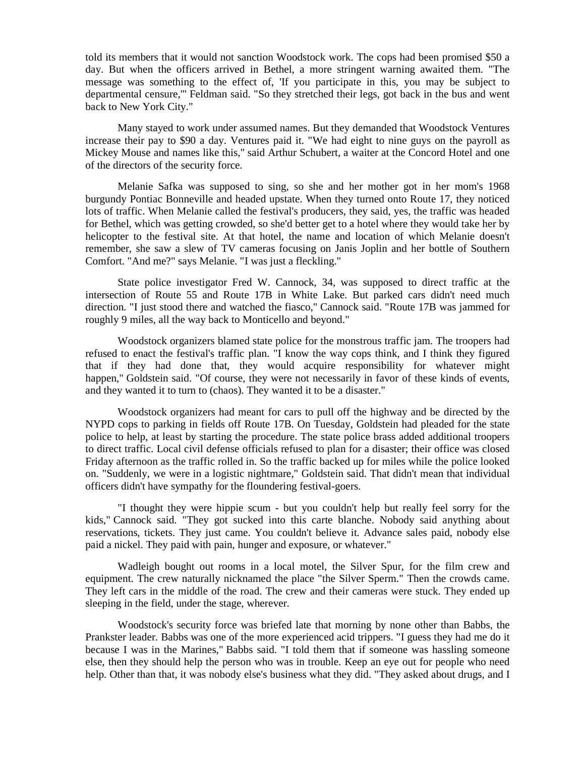told its members that it would not sanction Woodstock work. The cops had been promised $50 a day. But when the officers arrived in Bethel, a more stringent warning awaited them. "The message was something to the effect of, 'If you participate in this, you may be subject to departmental censure,'" Feldman said. "So they stretched their legs, got back in the bus and went back to New York City."

Many stayed to work under assumed names. But they demanded that Woodstock Ventures increase their pay to $90 a day. Ventures paid it. "We had eight to nine guys on the payroll as Mickey Mouse and names like this," said Arthur Schubert, a waiter at the Concord Hotel and one of the directors of the security force.

Melanie Safka was supposed to sing, so she and her mother got in her mom's 1968 burgundy Pontiac Bonneville and headed upstate. When they turned onto Route 17, they noticed lots of traffic. When Melanie called the festival's producers, they said, yes, the traffic was headed for Bethel, which was getting crowded, so she'd better get to a hotel where they would take her by helicopter to the festival site. At that hotel, the name and location of which Melanie doesn't remember, she saw a slew of TV cameras focusing on Janis Joplin and her bottle of Southern Comfort. "And me?" says Melanie. "I was just a fleckling."

State police investigator Fred W. Cannock, 34, was supposed to direct traffic at the intersection of Route 55 and Route 17B in White Lake. But parked cars didn't need much direction. "I just stood there and watched the fiasco," Cannock said. "Route 17B was jammed for roughly 9 miles, all the way back to Monticello and beyond."

Woodstock organizers blamed state police for the monstrous traffic jam. The troopers had refused to enact the festival's traffic plan. "I know the way cops think, and I think they figured that if they had done that, they would acquire responsibility for whatever might happen," Goldstein said. "Of course, they were not necessarily in favor of these kinds of events, and they wanted it to turn to (chaos). They wanted it to be a disaster."

Woodstock organizers had meant for cars to pull off the highway and be directed by the NYPD cops to parking in fields off Route 17B. On Tuesday, Goldstein had pleaded for the state police to help, at least by starting the procedure. The state police brass added additional troopers to direct traffic. Local civil defense officials refused to plan for a disaster; their office was closed Friday afternoon as the traffic rolled in. So the traffic backed up for miles while the police looked on. "Suddenly, we were in a logistic nightmare," Goldstein said. That didn't mean that individual officers didn't have sympathy for the floundering festival-goers.

"I thought they were hippie scum - but you couldn't help but really feel sorry for the kids," Cannock said. "They got sucked into this carte blanche. Nobody said anything about reservations, tickets. They just came. You couldn't believe it. Advance sales paid, nobody else paid a nickel. They paid with pain, hunger and exposure, or whatever."

Wadleigh bought out rooms in a local motel, the Silver Spur, for the film crew and equipment. The crew naturally nicknamed the place "the Silver Sperm." Then the crowds came. They left cars in the middle of the road. The crew and their cameras were stuck. They ended up sleeping in the field, under the stage, wherever.

Woodstock's security force was briefed late that morning by none other than Babbs, the Prankster leader. Babbs was one of the more experienced acid trippers. "I guess they had me do it because I was in the Marines," Babbs said. "I told them that if someone was hassling someone else, then they should help the person who was in trouble. Keep an eye out for people who need help. Other than that, it was nobody else's business what they did. "They asked about drugs, and I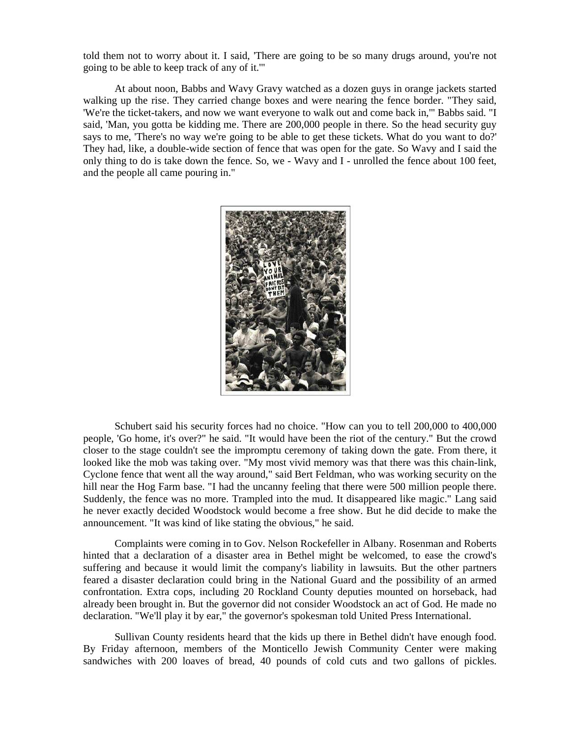told them not to worry about it. I said, 'There are going to be so many drugs around, you're not going to be able to keep track of any of it.'"

At about noon, Babbs and Wavy Gravy watched as a dozen guys in orange jackets started walking up the rise. They carried change boxes and were nearing the fence border. "They said, 'We're the ticket-takers, and now we want everyone to walk out and come back in,'" Babbs said. "I said, 'Man, you gotta be kidding me. There are 200,000 people in there. So the head security guy says to me, 'There's no way we're going to be able to get these tickets. What do you want to do?' They had, like, a double-wide section of fence that was open for the gate. So Wavy and I said the only thing to do is take down the fence. So, we - Wavy and I - unrolled the fence about 100 feet, and the people all came pouring in."

Schubert said his security forces had no choice. "How can you to tell 200,000 to 400,000 people, 'Go home, it's over?" he said. "It would have been the riot of the century." But the crowd closer to the stage couldn't see the impromptu ceremony of taking down the gate. From there, it looked like the mob was taking over. "My most vivid memory was that there was this chain-link, Cyclone fence that went all the way around," said Bert Feldman, who was working security on the hill near the Hog Farm base. "I had the uncanny feeling that there were 500 million people there. Suddenly, the fence was no more. Trampled into the mud. It disappeared like magic." Lang said he never exactly decided Woodstock would become a free show. But he did decide to make the announcement. "It was kind of like stating the obvious," he said.

Complaints were coming in to Gov. Nelson Rockefeller in Albany. Rosenman and Roberts hinted that a declaration of a disaster area in Bethel might be welcomed, to ease the crowd's suffering and because it would limit the company's liability in lawsuits. But the other partners feared a disaster declaration could bring in the National Guard and the possibility of an armed confrontation. Extra cops, including 20 Rockland County deputies mounted on horseback, had already been brought in. But the governor did not consider Woodstock an act of God. He made no declaration. "We'll play it by ear," the governor's spokesman told United Press International.

Sullivan County residents heard that the kids up there in Bethel didn't have enough food. By Friday afternoon, members of the Monticello Jewish Community Center were making sandwiches with 200 loaves of bread, 40 pounds of cold cuts and two gallons of pickles.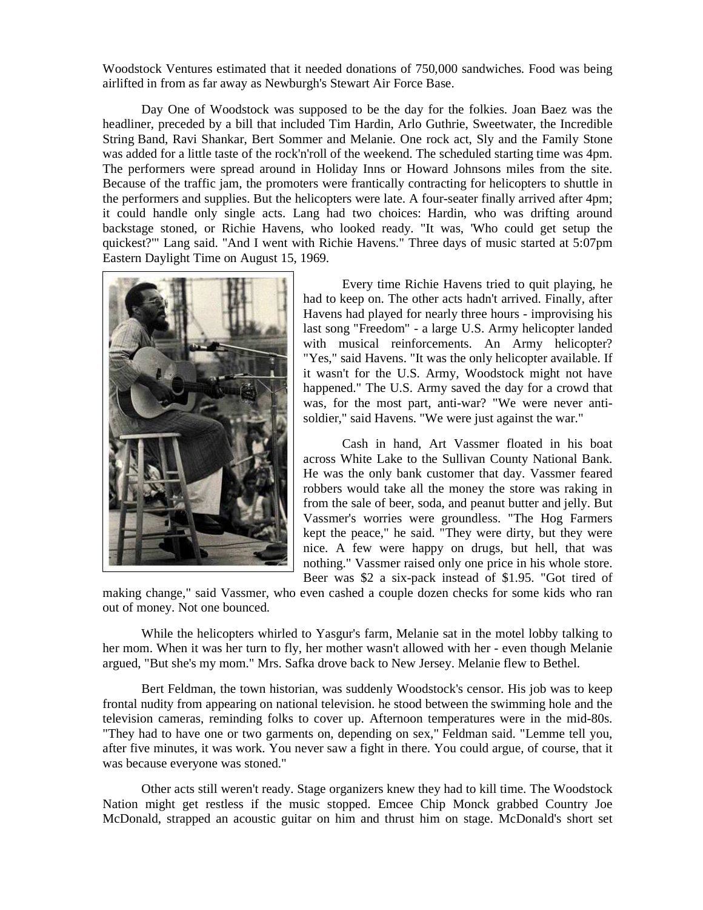Woodstock Ventures estimated that it needed donations of 750,000 sandwiches. Food was being airlifted in from as far away as Newburgh's Stewart Air Force Base.

Day One of Woodstock was supposed to be the day for the folkies. Joan Baez was the headliner, preceded by a bill that included Tim Hardin, Arlo Guthrie, Sweetwater, the Incredible String Band, Ravi Shankar, Bert Sommer and Melanie. One rock act, Sly and the Family Stone was added for a little taste of the rock'n'roll of the weekend. The scheduled starting time was 4pm. The performers were spread around in Holiday Inns or Howard Johnsons miles from the site. Because of the traffic jam, the promoters were frantically contracting for helicopters to shuttle in the performers and supplies. But the helicopters were late. A four-seater finally arrived after 4pm; it could handle only single acts. Lang had two choices: Hardin, who was drifting around backstage stoned, or Richie Havens, who looked ready. "It was, 'Who could get setup the quickest?'" Lang said. "And I went with Richie Havens." Three days of music started at 5:07pm Eastern Daylight Time on August 15, 1969.

Every time Richie Havens tried to quit playing, he had to keep on. The other acts hadn't arrived. Finally, after Havens had played for nearly three hours - improvising his last song "Freedom" - a large U.S. Army helicopter landed with musical reinforcements. An Army helicopter? "Yes," said Havens. "It was the only helicopter available. If it wasn't for the U.S. Army, Woodstock might not have happened." The U.S. Army saved the day for a crowd that was, for the most part, anti-war? "We were never anti-soldier," said Havens. "We were just against the war."

Cash in hand, Art Vassmer floated in his boat across White Lake to the Sullivan County National Bank. He was the only bank customer that day. Vassmer feared robbers would take all the money the store was raking in from the sale of beer, soda, and peanut butter and jelly. But Vassmer's worries were groundless. "The Hog Farmers kept the peace," he said. "They were dirty, but they were nice. A few were happy on drugs, but hell, that was nothing." Vassmer raised only one price in his whole store. Beer was $2 a six-pack instead of $1.95. "Got tired of making change," said Vassmer, who even cashed a couple dozen checks for some kids who ran out of money. Not one bounced.

While the helicopters whirled to Yasgur's farm, Melanie sat in the motel lobby talking to her mom. When it was her turn to fly, her mother wasn't allowed with her - even though Melanie argued, "But she's my mom." Mrs. Safka drove back to New Jersey. Melanie flew to Bethel.

Bert Feldman, the town historian, was suddenly Woodstock's censor. His job was to keep frontal nudity from appearing on national television. he stood between the swimming hole and the television cameras, reminding folks to cover up. Afternoon temperatures were in the mid-80s. "They had to have one or two garments on, depending on sex," Feldman said. "Lemme tell you, after five minutes, it was work. You never saw a fight in there. You could argue, of course, that it was because everyone was stoned."

Other acts still weren't ready. Stage organizers knew they had to kill time. The Woodstock Nation might get restless if the music stopped. Emcee Chip Monck grabbed Country Joe McDonald, strapped an acoustic guitar on him and thrust him on stage. McDonald's short set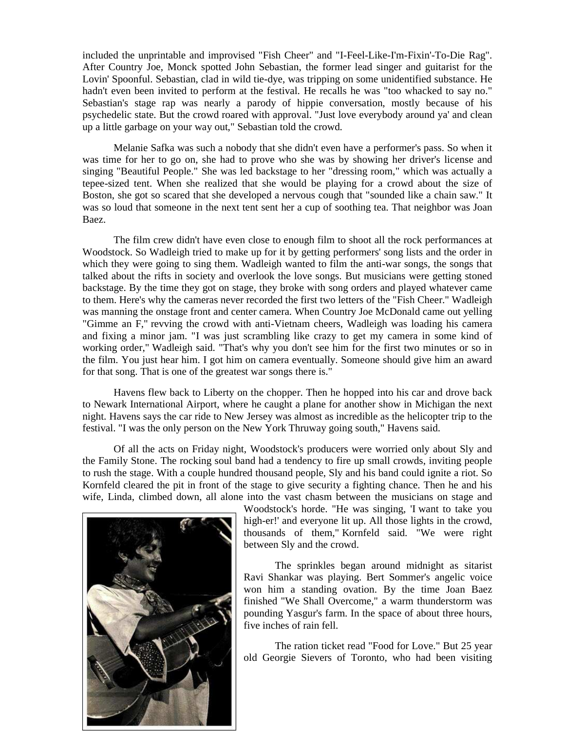included the unprintable and improvised "Fish Cheer" and "I-Feel-Like-I'm-Fixin'-To-Die Rag". After Country Joe, Monck spotted John Sebastian, the former lead singer and guitarist for the Lovin' Spoonful. Sebastian, clad in wild tie-dye, was tripping on some unidentified substance. He hadn't even been invited to perform at the festival. He recalls he was "too whacked to say no." Sebastian's stage rap was nearly a parody of hippie conversation, mostly because of his psychedelic state. But the crowd roared with approval. "Just love everybody around ya' and clean up a little garbage on your way out," Sebastian told the crowd.

Melanie Safka was such a nobody that she didn't even have a performer's pass. So when it was time for her to go on, she had to prove who she was by showing her driver's license and singing "Beautiful People." She was led backstage to her "dressing room," which was actually a tepee-sized tent. When she realized that she would be playing for a crowd about the size of Boston, she got so scared that she developed a nervous cough that "sounded like a chain saw." It was so loud that someone in the next tent sent her a cup of soothing tea. That neighbor was Joan Baez.

The film crew didn't have even close to enough film to shoot all the rock performances at Woodstock. So Wadleigh tried to make up for it by getting performers' song lists and the order in which they were going to sing them. Wadleigh wanted to film the anti-war songs, the songs that talked about the rifts in society and overlook the love songs. But musicians were getting stoned backstage. By the time they got on stage, they broke with song orders and played whatever came to them. Here's why the cameras never recorded the first two letters of the "Fish Cheer." Wadleigh was manning the onstage front and center camera. When Country Joe McDonald came out yelling "Gimme an F," revving the crowd with anti-Vietnam cheers, Wadleigh was loading his camera and fixing a minor jam. "I was just scrambling like crazy to get my camera in some kind of working order," Wadleigh said. "That's why you don't see him for the first two minutes or so in the film. You just hear him. I got him on camera eventually. Someone should give him an award for that song. That is one of the greatest war songs there is."

Havens flew back to Liberty on the chopper. Then he hopped into his car and drove back to Newark International Airport, where he caught a plane for another show in Michigan the next night. Havens says the car ride to New Jersey was almost as incredible as the helicopter trip to the festival. "I was the only person on the New York Thruway going south," Havens said.

Of all the acts on Friday night, Woodstock's producers were worried only about Sly and the Family Stone. The rocking soul band had a tendency to fire up small crowds, inviting people to rush the stage. With a couple hundred thousand people, Sly and his band could ignite a riot. So Kornfeld cleared the pit in front of the stage to give security a fighting chance. Then he and his wife, Linda, climbed down, all alone into the vast chasm between the musicians on stage and Woodstock's horde. "He was singing, 'I want to take you high-er!' and everyone lit up. All those lights in the crowd, thousands of them," Kornfeld said. "We were right between Sly and the crowd.

The sprinkles began around midnight as sitarist Ravi Shankar was playing. Bert Sommer's angelic voice won him a standing ovation. By the time Joan Baez finished "We Shall Overcome," a warm thunderstorm was pounding Yasgur's farm. In the space of about three hours, five inches of rain fell.

The ration ticket read "Food for Love." But 25 year old Georgie Sievers of Toronto, who had been visiting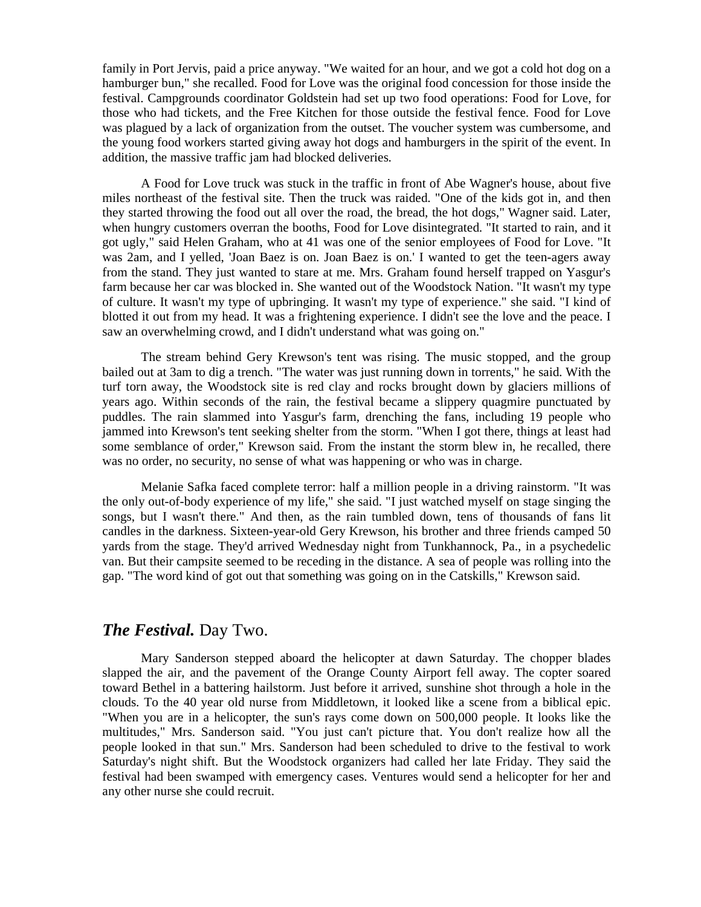family in Port Jervis, paid a price anyway. "We waited for an hour, and we got a cold hot dog on a hamburger bun," she recalled. Food for Love was the original food concession for those inside the festival. Campgrounds coordinator Goldstein had set up two food operations: Food for Love, for those who had tickets, and the Free Kitchen for those outside the festival fence. Food for Love was plagued by a lack of organization from the outset. The voucher system was cumbersome, and the young food workers started giving away hot dogs and hamburgers in the spirit of the event. In addition, the massive traffic jam had blocked deliveries.

A Food for Love truck was stuck in the traffic in front of Abe Wagner's house, about five miles northeast of the festival site. Then the truck was raided. "One of the kids got in, and then they started throwing the food out all over the road, the bread, the hot dogs," Wagner said. Later, when hungry customers overran the booths, Food for Love disintegrated. "It started to rain, and it got ugly," said Helen Graham, who at 41 was one of the senior employees of Food for Love. "It was 2am, and I yelled, 'Joan Baez is on. Joan Baez is on.' I wanted to get the teen-agers away from the stand. They just wanted to stare at me. Mrs. Graham found herself trapped on Yasgur's farm because her car was blocked in. She wanted out of the Woodstock Nation. "It wasn't my type of culture. It wasn't my type of upbringing. It wasn't my type of experience." she said. "I kind of blotted it out from my head. It was a frightening experience. I didn't see the love and the peace. I saw an overwhelming crowd, and I didn't understand what was going on."

The stream behind Gery Krewson's tent was rising. The music stopped, and the group bailed out at 3am to dig a trench. "The water was just running down in torrents," he said. With the turf torn away, the Woodstock site is red clay and rocks brought down by glaciers millions of years ago. Within seconds of the rain, the festival became a slippery quagmire punctuated by puddles. The rain slammed into Yasgur's farm, drenching the fans, including 19 people who jammed into Krewson's tent seeking shelter from the storm. "When I got there, things at least had some semblance of order," Krewson said. From the instant the storm blew in, he recalled, there was no order, no security, no sense of what was happening or who was in charge.

Melanie Safka faced complete terror: half a million people in a driving rainstorm. "It was the only out-of-body experience of my life," she said. "I just watched myself on stage singing the songs, but I wasn't there." And then, as the rain tumbled down, tens of thousands of fans lit candles in the darkness. Sixteen-year-old Gery Krewson, his brother and three friends camped 50 yards from the stage. They'd arrived Wednesday night from Tunkhannock, Pa., in a psychedelic van. But their campsite seemed to be receding in the distance. A sea of people was rolling into the gap. "The word kind of got out that something was going on in the Catskills," Krewson said.

## ***The Festival.*** Day Two.

Mary Sanderson stepped aboard the helicopter at dawn Saturday. The chopper blades slapped the air, and the pavement of the Orange County Airport fell away. The copter soared toward Bethel in a battering hailstorm. Just before it arrived, sunshine shot through a hole in the clouds. To the 40 year old nurse from Middletown, it looked like a scene from a biblical epic. "When you are in a helicopter, the sun's rays come down on 500,000 people. It looks like the multitudes," Mrs. Sanderson said. "You just can't picture that. You don't realize how all the people looked in that sun." Mrs. Sanderson had been scheduled to drive to the festival to work Saturday's night shift. But the Woodstock organizers had called her late Friday. They said the festival had been swamped with emergency cases. Ventures would send a helicopter for her and any other nurse she could recruit.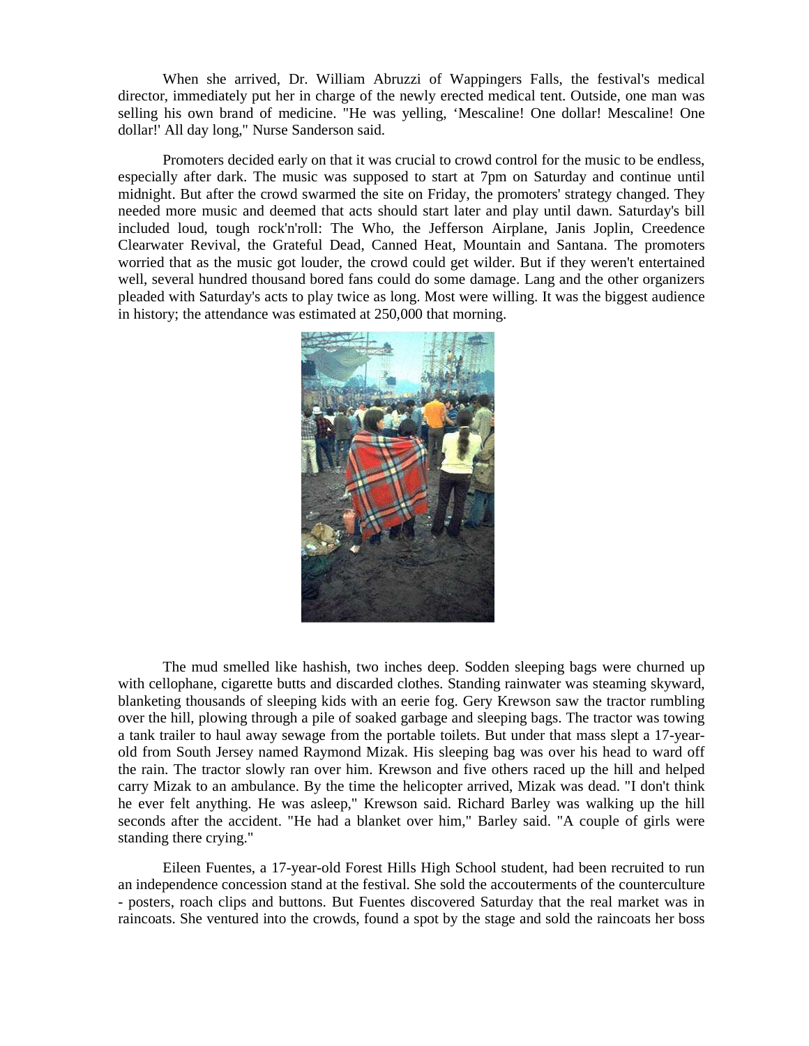When she arrived, Dr. William Abruzzi of Wappingers Falls, the festival's medical director, immediately put her in charge of the newly erected medical tent. Outside, one man was selling his own brand of medicine. "He was yelling, 'Mescaline! One dollar! Mescaline! One dollar!' All day long," Nurse Sanderson said.

Promoters decided early on that it was crucial to crowd control for the music to be endless, especially after dark. The music was supposed to start at 7pm on Saturday and continue until midnight. But after the crowd swarmed the site on Friday, the promoters' strategy changed. They needed more music and deemed that acts should start later and play until dawn. Saturday's bill included loud, tough rock'n'roll: The Who, the Jefferson Airplane, Janis Joplin, Creedence Clearwater Revival, the Grateful Dead, Canned Heat, Mountain and Santana. The promoters worried that as the music got louder, the crowd could get wilder. But if they weren't entertained well, several hundred thousand bored fans could do some damage. Lang and the other organizers pleaded with Saturday's acts to play twice as long. Most were willing. It was the biggest audience in history; the attendance was estimated at 250,000 that morning.

The mud smelled like hashish, two inches deep. Sodden sleeping bags were churned up with cellophane, cigarette butts and discarded clothes. Standing rainwater was steaming skyward, blanketing thousands of sleeping kids with an eerie fog. Gery Krewson saw the tractor rumbling over the hill, plowing through a pile of soaked garbage and sleeping bags. The tractor was towing a tank trailer to haul away sewage from the portable toilets. But under that mass slept a 17-year-old from South Jersey named Raymond Mizak. His sleeping bag was over his head to ward off the rain. The tractor slowly ran over him. Krewson and five others raced up the hill and helped carry Mizak to an ambulance. By the time the helicopter arrived, Mizak was dead. "I don't think he ever felt anything. He was asleep," Krewson said. Richard Barley was walking up the hill seconds after the accident. "He had a blanket over him," Barley said. "A couple of girls were standing there crying."

Eileen Fuentes, a 17-year-old Forest Hills High School student, had been recruited to run an independence concession stand at the festival. She sold the accouterments of the counterculture - posters, roach clips and buttons. But Fuentes discovered Saturday that the real market was in raincoats. She ventured into the crowds, found a spot by the stage and sold the raincoats her boss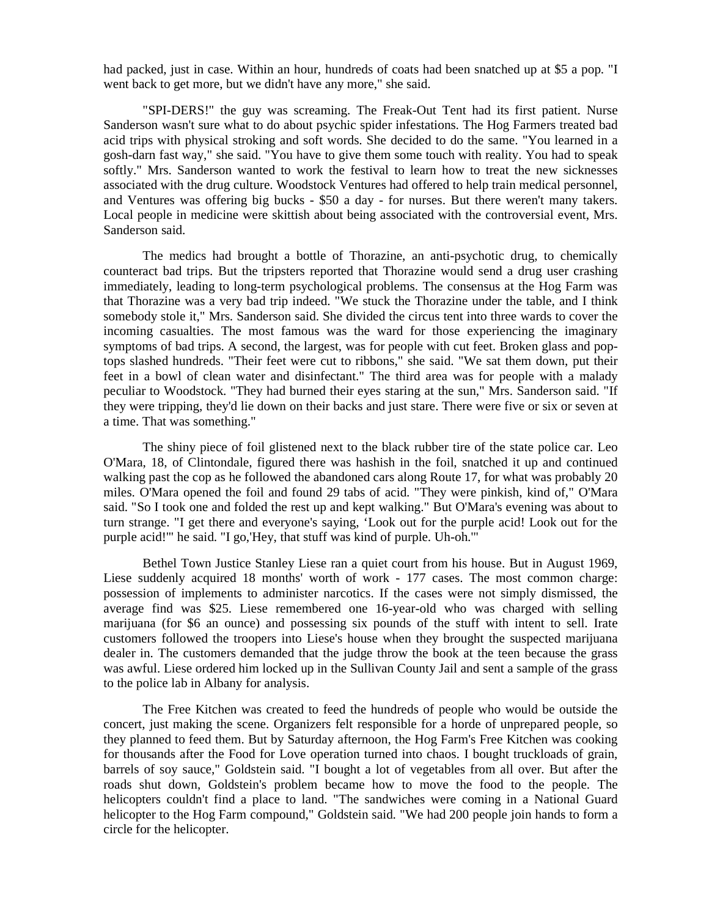had packed, just in case. Within an hour, hundreds of coats had been snatched up at $5 a pop. "I went back to get more, but we didn't have any more," she said.

"SPI-DERS!" the guy was screaming. The Freak-Out Tent had its first patient. Nurse Sanderson wasn't sure what to do about psychic spider infestations. The Hog Farmers treated bad acid trips with physical stroking and soft words. She decided to do the same. "You learned in a gosh-darn fast way," she said. "You have to give them some touch with reality. You had to speak softly." Mrs. Sanderson wanted to work the festival to learn how to treat the new sicknesses associated with the drug culture. Woodstock Ventures had offered to help train medical personnel, and Ventures was offering big bucks - $50 a day - for nurses. But there weren't many takers. Local people in medicine were skittish about being associated with the controversial event, Mrs. Sanderson said.

The medics had brought a bottle of Thorazine, an anti-psychotic drug, to chemically counteract bad trips. But the tripsters reported that Thorazine would send a drug user crashing immediately, leading to long-term psychological problems. The consensus at the Hog Farm was that Thorazine was a very bad trip indeed. "We stuck the Thorazine under the table, and I think somebody stole it," Mrs. Sanderson said. She divided the circus tent into three wards to cover the incoming casualties. The most famous was the ward for those experiencing the imaginary symptoms of bad trips. A second, the largest, was for people with cut feet. Broken glass and pop-tops slashed hundreds. "Their feet were cut to ribbons," she said. "We sat them down, put their feet in a bowl of clean water and disinfectant." The third area was for people with a malady peculiar to Woodstock. "They had burned their eyes staring at the sun," Mrs. Sanderson said. "If they were tripping, they'd lie down on their backs and just stare. There were five or six or seven at a time. That was something."

The shiny piece of foil glistened next to the black rubber tire of the state police car. Leo O'Mara, 18, of Clintondale, figured there was hashish in the foil, snatched it up and continued walking past the cop as he followed the abandoned cars along Route 17, for what was probably 20 miles. O'Mara opened the foil and found 29 tabs of acid. "They were pinkish, kind of," O'Mara said. "So I took one and folded the rest up and kept walking." But O'Mara's evening was about to turn strange. "I get there and everyone's saying, 'Look out for the purple acid! Look out for the purple acid!'" he said. "I go,'Hey, that stuff was kind of purple. Uh-oh.'"

Bethel Town Justice Stanley Liese ran a quiet court from his house. But in August 1969, Liese suddenly acquired 18 months' worth of work - 177 cases. The most common charge: possession of implements to administer narcotics. If the cases were not simply dismissed, the average find was $25. Liese remembered one 16-year-old who was charged with selling marijuana (for $6 an ounce) and possessing six pounds of the stuff with intent to sell. Irate customers followed the troopers into Liese's house when they brought the suspected marijuana dealer in. The customers demanded that the judge throw the book at the teen because the grass was awful. Liese ordered him locked up in the Sullivan County Jail and sent a sample of the grass to the police lab in Albany for analysis.

The Free Kitchen was created to feed the hundreds of people who would be outside the concert, just making the scene. Organizers felt responsible for a horde of unprepared people, so they planned to feed them. But by Saturday afternoon, the Hog Farm's Free Kitchen was cooking for thousands after the Food for Love operation turned into chaos. I bought truckloads of grain, barrels of soy sauce," Goldstein said. "I bought a lot of vegetables from all over. But after the roads shut down, Goldstein's problem became how to move the food to the people. The helicopters couldn't find a place to land. "The sandwiches were coming in a National Guard helicopter to the Hog Farm compound," Goldstein said. "We had 200 people join hands to form a circle for the helicopter.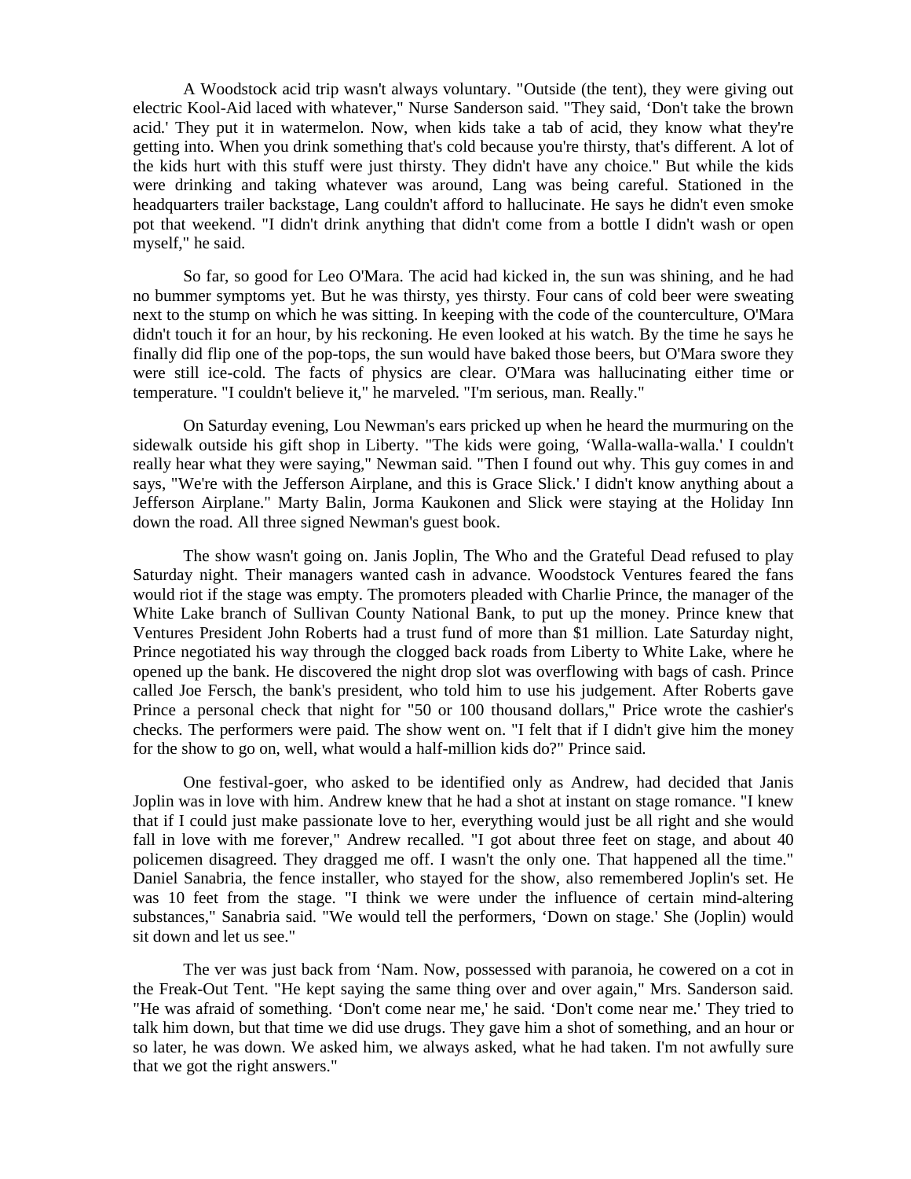A Woodstock acid trip wasn't always voluntary. "Outside (the tent), they were giving out electric Kool-Aid laced with whatever," Nurse Sanderson said. "They said, 'Don't take the brown acid.' They put it in watermelon. Now, when kids take a tab of acid, they know what they're getting into. When you drink something that's cold because you're thirsty, that's different. A lot of the kids hurt with this stuff were just thirsty. They didn't have any choice." But while the kids were drinking and taking whatever was around, Lang was being careful. Stationed in the headquarters trailer backstage, Lang couldn't afford to hallucinate. He says he didn't even smoke pot that weekend. "I didn't drink anything that didn't come from a bottle I didn't wash or open myself," he said.

So far, so good for Leo O'Mara. The acid had kicked in, the sun was shining, and he had no bummer symptoms yet. But he was thirsty, yes thirsty. Four cans of cold beer were sweating next to the stump on which he was sitting. In keeping with the code of the counterculture, O'Mara didn't touch it for an hour, by his reckoning. He even looked at his watch. By the time he says he finally did flip one of the pop-tops, the sun would have baked those beers, but O'Mara swore they were still ice-cold. The facts of physics are clear. O'Mara was hallucinating either time or temperature. "I couldn't believe it," he marveled. "I'm serious, man. Really."

On Saturday evening, Lou Newman's ears pricked up when he heard the murmuring on the sidewalk outside his gift shop in Liberty. "The kids were going, 'Walla-walla-walla.' I couldn't really hear what they were saying," Newman said. "Then I found out why. This guy comes in and says, "We're with the Jefferson Airplane, and this is Grace Slick.' I didn't know anything about a Jefferson Airplane." Marty Balin, Jorma Kaukonen and Slick were staying at the Holiday Inn down the road. All three signed Newman's guest book.

The show wasn't going on. Janis Joplin, The Who and the Grateful Dead refused to play Saturday night. Their managers wanted cash in advance. Woodstock Ventures feared the fans would riot if the stage was empty. The promoters pleaded with Charlie Prince, the manager of the White Lake branch of Sullivan County National Bank, to put up the money. Prince knew that Ventures President John Roberts had a trust fund of more than $1 million. Late Saturday night, Prince negotiated his way through the clogged back roads from Liberty to White Lake, where he opened up the bank. He discovered the night drop slot was overflowing with bags of cash. Prince called Joe Fersch, the bank's president, who told him to use his judgement. After Roberts gave Prince a personal check that night for "50 or 100 thousand dollars," Price wrote the cashier's checks. The performers were paid. The show went on. "I felt that if I didn't give him the money for the show to go on, well, what would a half-million kids do?" Prince said.

One festival-goer, who asked to be identified only as Andrew, had decided that Janis Joplin was in love with him. Andrew knew that he had a shot at instant on stage romance. "I knew that if I could just make passionate love to her, everything would just be all right and she would fall in love with me forever," Andrew recalled. "I got about three feet on stage, and about 40 policemen disagreed. They dragged me off. I wasn't the only one. That happened all the time." Daniel Sanabria, the fence installer, who stayed for the show, also remembered Joplin's set. He was 10 feet from the stage. "I think we were under the influence of certain mind-altering substances," Sanabria said. "We would tell the performers, 'Down on stage.' She (Joplin) would sit down and let us see."

The vet was just back from 'Nam. Now, possessed with paranoia, he cowered on a cot in the Freak-Out Tent. "He kept saying the same thing over and over again," Mrs. Sanderson said. "He was afraid of something. 'Don't come near me,' he said. 'Don't come near me.' They tried to talk him down, but that time we did use drugs. They gave him a shot of something, and an hour or so later, he was down. We asked him, we always asked, what he had taken. I'm not awfully sure that we got the right answers."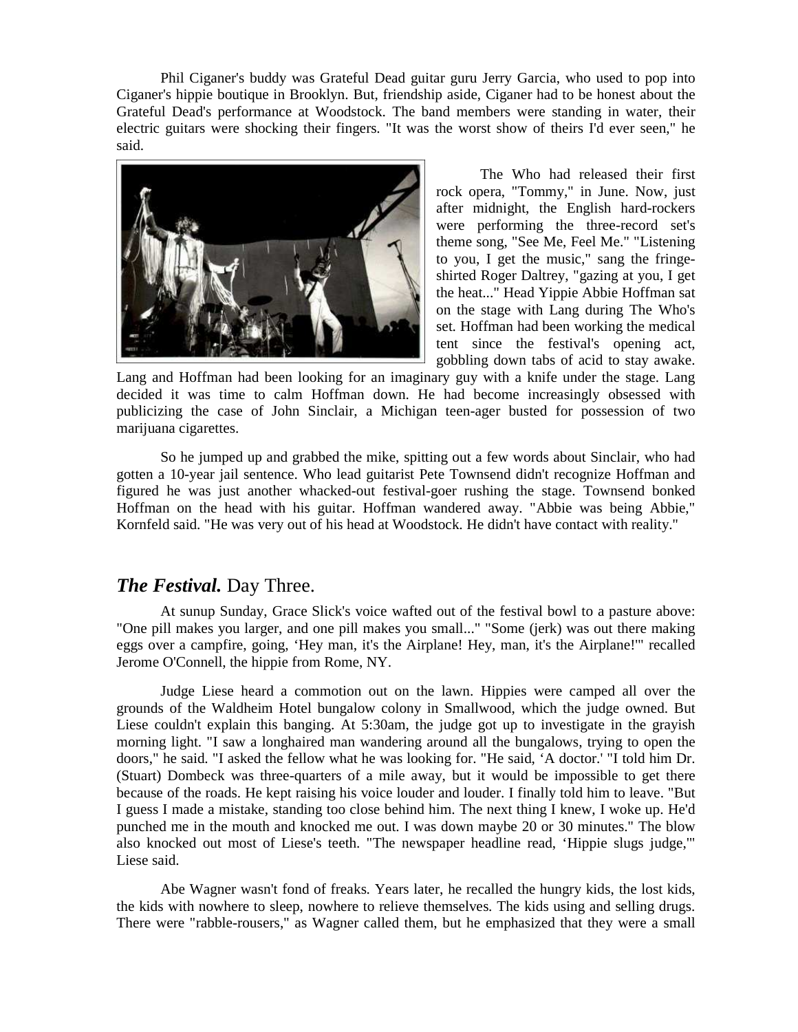Phil Ciganer's buddy was Grateful Dead guitar guru Jerry Garcia, who used to pop into Ciganer's hippie boutique in Brooklyn. But, friendship aside, Ciganer had to be honest about the Grateful Dead's performance at Woodstock. The band members were standing in water, their electric guitars were shocking their fingers. "It was the worst show of theirs I'd ever seen," he said.

The Who had released their first rock opera, "Tommy," in June. Now, just after midnight, the English hard-rockers were performing the three-record set's theme song, "See Me, Feel Me." "Listening to you, I get the music," sang the fringe-shirted Roger Daltrey, "gazing at you, I get the heat..." Head Yippie Abbie Hoffman sat on the stage with Lang during The Who's set. Hoffman had been working the medical tent since the festival's opening act, gobbling down tabs of acid to stay awake. Lang and Hoffman had been looking for an imaginary guy with a knife under the stage. Lang decided it was time to calm Hoffman down. He had become increasingly obsessed with publicizing the case of John Sinclair, a Michigan teen-ager busted for possession of two marijuana cigarettes.

So he jumped up and grabbed the mike, spitting out a few words about Sinclair, who had gotten a 10-year jail sentence. Who lead guitarist Pete Townsend didn't recognize Hoffman and figured he was just another whacked-out festival-goer rushing the stage. Townsend bonked Hoffman on the head with his guitar. Hoffman wandered away. "Abbie was being Abbie," Kornfeld said. "He was very out of his head at Woodstock. He didn't have contact with reality."

## ***The Festival.*** Day Three.

At sunup Sunday, Grace Slick's voice wafted out of the festival bowl to a pasture above: "One pill makes you larger, and one pill makes you small..." "Some (jerk) was out there making eggs over a campfire, going, 'Hey man, it's the Airplane! Hey, man, it's the Airplane!'" recalled Jerome O'Connell, the hippie from Rome, NY.

Judge Liese heard a commotion out on the lawn. Hippies were camped all over the grounds of the Waldheim Hotel bungalow colony in Smallwood, which the judge owned. But Liese couldn't explain this banging. At 5:30am, the judge got up to investigate in the grayish morning light. "I saw a longhaired man wandering around all the bungalows, trying to open the doors," he said. "I asked the fellow what he was looking for. "He said, 'A doctor.' "I told him Dr. (Stuart) Dombeck was three-quarters of a mile away, but it would be impossible to get there because of the roads. He kept raising his voice louder and louder. I finally told him to leave. "But I guess I made a mistake, standing too close behind him. The next thing I knew, I woke up. He'd punched me in the mouth and knocked me out. I was down maybe 20 or 30 minutes." The blow also knocked out most of Liese's teeth. "The newspaper headline read, 'Hippie slugs judge,'" Liese said.

Abe Wagner wasn't fond of freaks. Years later, he recalled the hungry kids, the lost kids, the kids with nowhere to sleep, nowhere to relieve themselves. The kids using and selling drugs. There were "rabble-rousers," as Wagner called them, but he emphasized that they were a small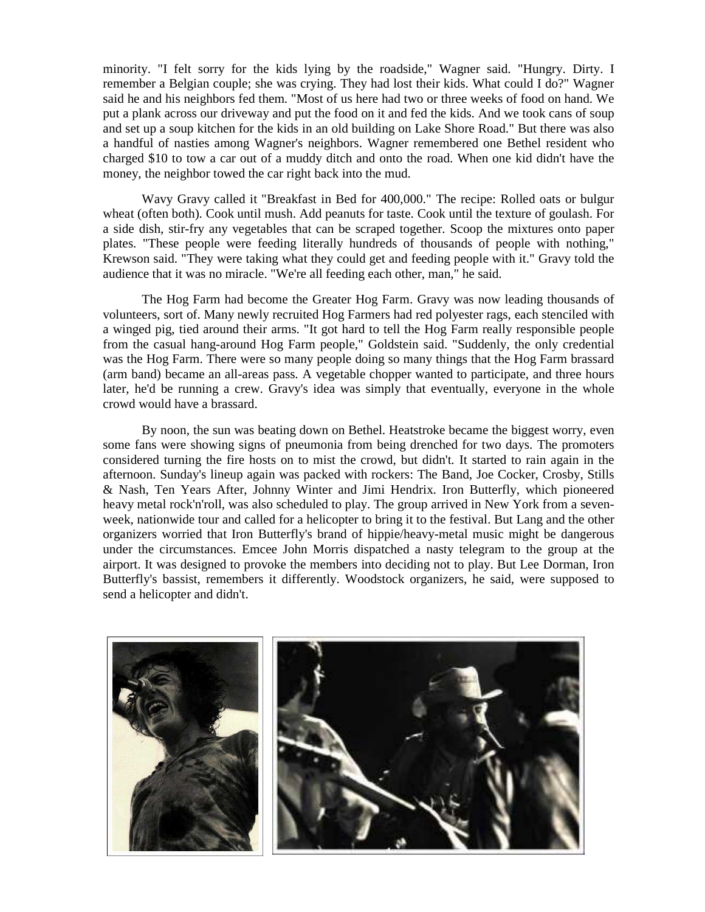minority. "I felt sorry for the kids lying by the roadside," Wagner said. "Hungry. Dirty. I remember a Belgian couple; she was crying. They had lost their kids. What could I do?" Wagner said he and his neighbors fed them. "Most of us here had two or three weeks of food on hand. We put a plank across our driveway and put the food on it and fed the kids. And we took cans of soup and set up a soup kitchen for the kids in an old building on Lake Shore Road." But there was also a handful of nasties among Wagner's neighbors. Wagner remembered one Bethel resident who charged $10 to tow a car out of a muddy ditch and onto the road. When one kid didn't have the money, the neighbor towed the car right back into the mud.

Wavy Gravy called it "Breakfast in Bed for 400,000." The recipe: Rolled oats or bulgur wheat (often both). Cook until mush. Add peanuts for taste. Cook until the texture of goulash. For a side dish, stir-fry any vegetables that can be scraped together. Scoop the mixtures onto paper plates. "These people were feeding literally hundreds of thousands of people with nothing," Krewson said. "They were taking what they could get and feeding people with it." Gravy told the audience that it was no miracle. "We're all feeding each other, man," he said.

The Hog Farm had become the Greater Hog Farm. Gravy was now leading thousands of volunteers, sort of. Many newly recruited Hog Farmers had red polyester rags, each stenciled with a winged pig, tied around their arms. "It got hard to tell the Hog Farm really responsible people from the casual hang-around Hog Farm people," Goldstein said. "Suddenly, the only credential was the Hog Farm. There were so many people doing so many things that the Hog Farm brassard (arm band) became an all-areas pass. A vegetable chopper wanted to participate, and three hours later, he'd be running a crew. Gravy's idea was simply that eventually, everyone in the whole crowd would have a brassard.

By noon, the sun was beating down on Bethel. Heatstroke became the biggest worry, even some fans were showing signs of pneumonia from being drenched for two days. The promoters considered turning the fire hosts on to mist the crowd, but didn't. It started to rain again in the afternoon. Sunday's lineup again was packed with rockers: The Band, Joe Cocker, Crosby, Stills & Nash, Ten Years After, Johnny Winter and Jimi Hendrix. Iron Butterfly, which pioneered heavy metal rock'n'roll, was also scheduled to play. The group arrived in New York from a seven-week, nationwide tour and called for a helicopter to bring it to the festival. But Lang and the other organizers worried that Iron Butterfly's brand of hippie/heavy-metal music might be dangerous under the circumstances. Emcee John Morris dispatched a nasty telegram to the group at the airport. It was designed to provoke the members into deciding not to play. But Lee Dorman, Iron Butterfly's bassist, remembers it differently. Woodstock organizers, he said, were supposed to send a helicopter and didn't.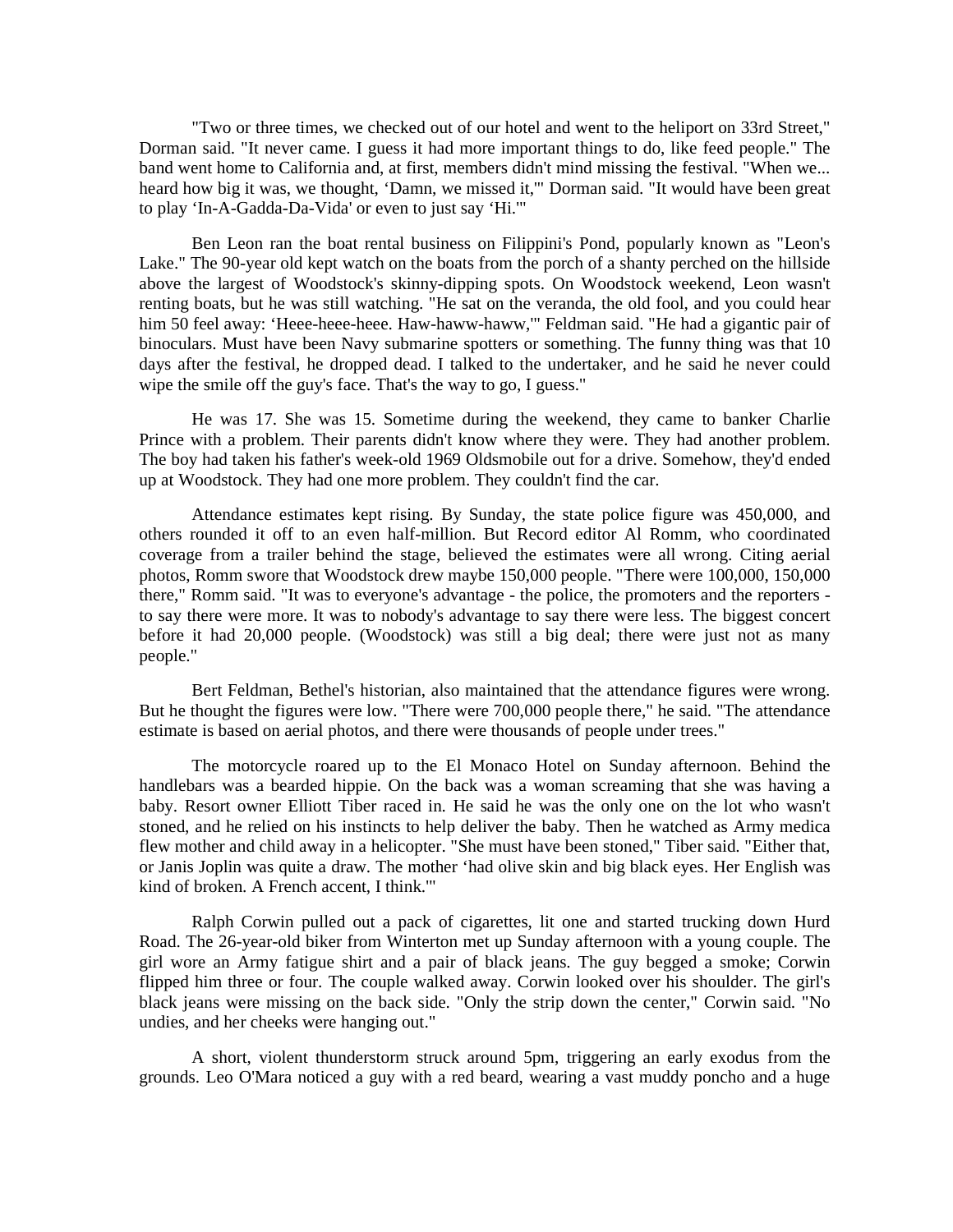"Two or three times, we checked out of our hotel and went to the heliport on 33rd Street," Dorman said. "It never came. I guess it had more important things to do, like feed people." The band went home to California and, at first, members didn't mind missing the festival. "When we... heard how big it was, we thought, 'Damn, we missed it,'" Dorman said. "It would have been great to play 'In-A-Gadda-Da-Vida' or even to just say 'Hi.'"

Ben Leon ran the boat rental business on Filippini's Pond, popularly known as "Leon's Lake." The 90-year old kept watch on the boats from the porch of a shanty perched on the hillside above the largest of Woodstock's skinny-dipping spots. On Woodstock weekend, Leon wasn't renting boats, but he was still watching. "He sat on the veranda, the old fool, and you could hear him 50 feel away: 'Heee-heee-heee. Haw-haww-haww,'" Feldman said. "He had a gigantic pair of binoculars. Must have been Navy submarine spotters or something. The funny thing was that 10 days after the festival, he dropped dead. I talked to the undertaker, and he said he never could wipe the smile off the guy's face. That's the way to go, I guess."

He was 17. She was 15. Sometime during the weekend, they came to banker Charlie Prince with a problem. Their parents didn't know where they were. They had another problem. The boy had taken his father's week-old 1969 Oldsmobile out for a drive. Somehow, they'd ended up at Woodstock. They had one more problem. They couldn't find the car.

Attendance estimates kept rising. By Sunday, the state police figure was 450,000, and others rounded it off to an even half-million. But Record editor Al Romm, who coordinated coverage from a trailer behind the stage, believed the estimates were all wrong. Citing aerial photos, Romm swore that Woodstock drew maybe 150,000 people. "There were 100,000, 150,000 there," Romm said. "It was to everyone's advantage - the police, the promoters and the reporters - to say there were more. It was to nobody's advantage to say there were less. The biggest concert before it had 20,000 people. (Woodstock) was still a big deal; there were just not as many people."

Bert Feldman, Bethel's historian, also maintained that the attendance figures were wrong. But he thought the figures were low. "There were 700,000 people there," he said. "The attendance estimate is based on aerial photos, and there were thousands of people under trees."

The motorcycle roared up to the El Monaco Hotel on Sunday afternoon. Behind the handlebars was a bearded hippie. On the back was a woman screaming that she was having a baby. Resort owner Elliott Tiber raced in. He said he was the only one on the lot who wasn't stoned, and he relied on his instincts to help deliver the baby. Then he watched as Army medica flew mother and child away in a helicopter. "She must have been stoned," Tiber said. "Either that, or Janis Joplin was quite a draw. The mother 'had olive skin and big black eyes. Her English was kind of broken. A French accent, I think.'"

Ralph Corwin pulled out a pack of cigarettes, lit one and started trucking down Hurd Road. The 26-year-old biker from Winterton met up Sunday afternoon with a young couple. The girl wore an Army fatigue shirt and a pair of black jeans. The guy begged a smoke; Corwin flipped him three or four. The couple walked away. Corwin looked over his shoulder. The girl's black jeans were missing on the back side. "Only the strip down the center," Corwin said. "No undies, and her cheeks were hanging out."

A short, violent thunderstorm struck around 5pm, triggering an early exodus from the grounds. Leo O'Mara noticed a guy with a red beard, wearing a vast muddy poncho and a huge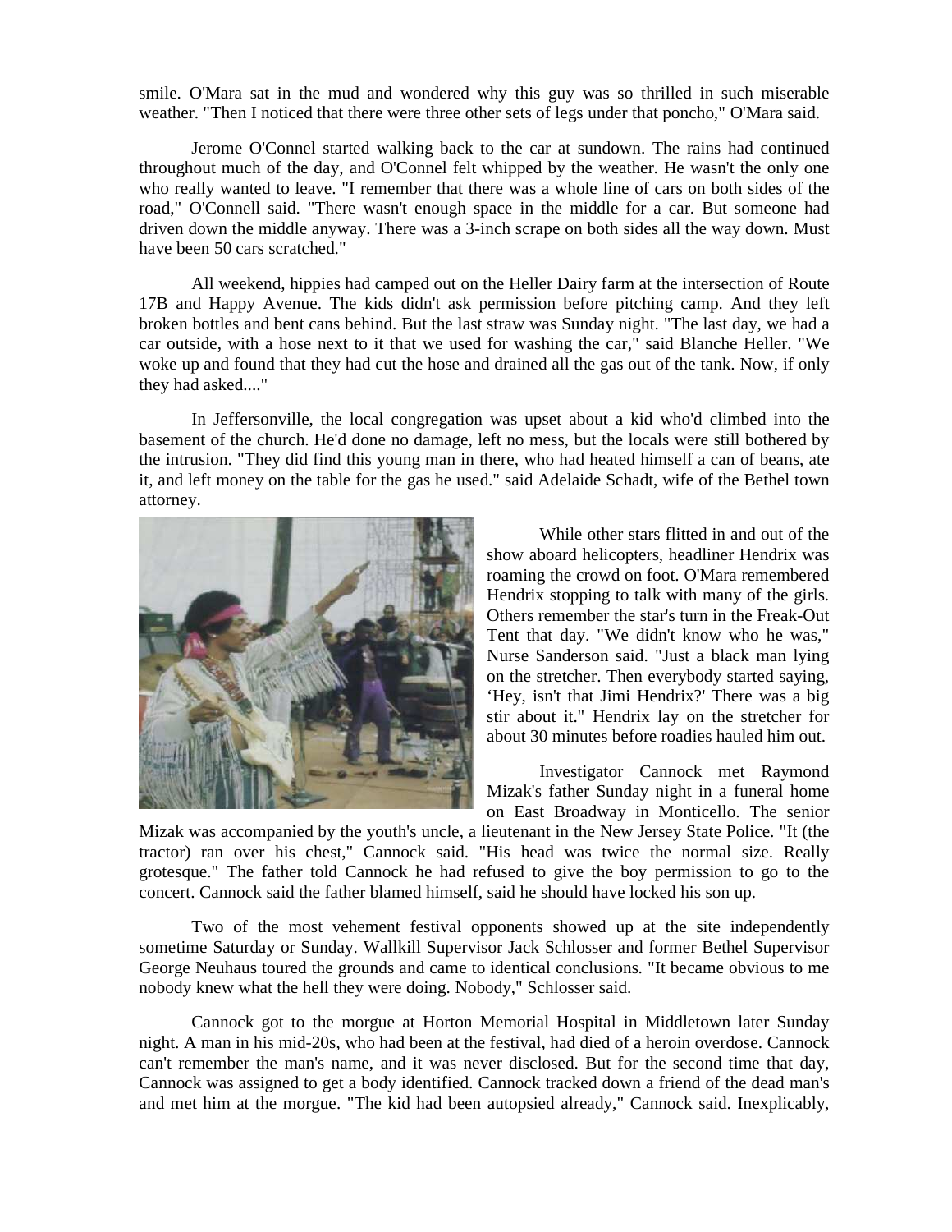smile. O'Mara sat in the mud and wondered why this guy was so thrilled in such miserable weather. "Then I noticed that there were three other sets of legs under that poncho," O'Mara said.

Jerome O'Connel started walking back to the car at sundown. The rains had continued throughout much of the day, and O'Connel felt whipped by the weather. He wasn't the only one who really wanted to leave. "I remember that there was a whole line of cars on both sides of the road," O'Connell said. "There wasn't enough space in the middle for a car. But someone had driven down the middle anyway. There was a 3-inch scrape on both sides all the way down. Must have been 50 cars scratched."

All weekend, hippies had camped out on the Heller Dairy farm at the intersection of Route 17B and Happy Avenue. The kids didn't ask permission before pitching camp. And they left broken bottles and bent cans behind. But the last straw was Sunday night. "The last day, we had a car outside, with a hose next to it that we used for washing the car," said Blanche Heller. "We woke up and found that they had cut the hose and drained all the gas out of the tank. Now, if only they had asked...."

In Jeffersonville, the local congregation was upset about a kid who'd climbed into the basement of the church. He'd done no damage, left no mess, but the locals were still bothered by the intrusion. "They did find this young man in there, who had heated himself a can of beans, ate it, and left money on the table for the gas he used." said Adelaide Schadt, wife of the Bethel town attorney.

While other stars flitted in and out of the show aboard helicopters, headliner Hendrix was roaming the crowd on foot. O'Mara remembered Hendrix stopping to talk with many of the girls. Others remember the star's turn in the Freak-Out Tent that day. "We didn't know who he was," Nurse Sanderson said. "Just a black man lying on the stretcher. Then everybody started saying, 'Hey, isn't that Jimi Hendrix?' There was a big stir about it." Hendrix lay on the stretcher for about 30 minutes before roadies hauled him out.

Investigator Cannock met Raymond Mizak's father Sunday night in a funeral home on East Broadway in Monticello. The senior Mizak was accompanied by the youth's uncle, a lieutenant in the New Jersey State Police. "It (the tractor) ran over his chest," Cannock said. "His head was twice the normal size. Really grotesque." The father told Cannock he had refused to give the boy permission to go to the concert. Cannock said the father blamed himself, said he should have locked his son up.

Two of the most vehement festival opponents showed up at the site independently sometime Saturday or Sunday. Wallkill Supervisor Jack Schlosser and former Bethel Supervisor George Neuhaus toured the grounds and came to identical conclusions. "It became obvious to me nobody knew what the hell they were doing. Nobody," Schlosser said.

Cannock got to the morgue at Horton Memorial Hospital in Middletown later Sunday night. A man in his mid-20s, who had been at the festival, had died of a heroin overdose. Cannock can't remember the man's name, and it was never disclosed. But for the second time that day, Cannock was assigned to get a body identified. Cannock tracked down a friend of the dead man's and met him at the morgue. "The kid had been autopsied already," Cannock said. Inexplicably,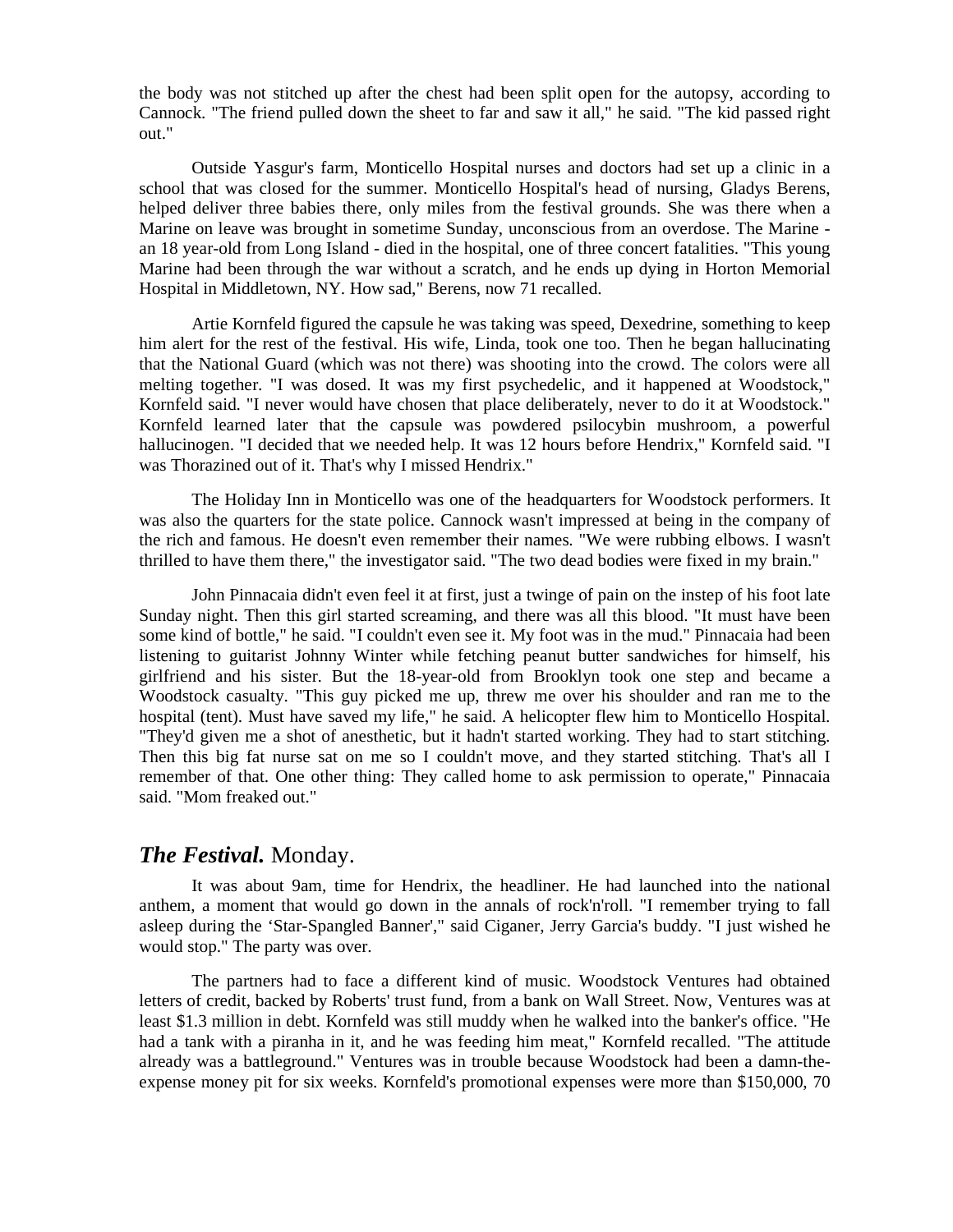the body was not stitched up after the chest had been split open for the autopsy, according to Cannock. "The friend pulled down the sheet to far and saw it all," he said. "The kid passed right out."

Outside Yasgur's farm, Monticello Hospital nurses and doctors had set up a clinic in a school that was closed for the summer. Monticello Hospital's head of nursing, Gladys Berens, helped deliver three babies there, only miles from the festival grounds. She was there when a Marine on leave was brought in sometime Sunday, unconscious from an overdose. The Marine - an 18 year-old from Long Island - died in the hospital, one of three concert fatalities. "This young Marine had been through the war without a scratch, and he ends up dying in Horton Memorial Hospital in Middletown, NY. How sad," Berens, now 71 recalled.

Artie Kornfeld figured the capsule he was taking was speed, Dexedrine, something to keep him alert for the rest of the festival. His wife, Linda, took one too. Then he began hallucinating that the National Guard (which was not there) was shooting into the crowd. The colors were all melting together. "I was dosed. It was my first psychedelic, and it happened at Woodstock," Kornfeld said. "I never would have chosen that place deliberately, never to do it at Woodstock." Kornfeld learned later that the capsule was powdered psilocybin mushroom, a powerful hallucinogen. "I decided that we needed help. It was 12 hours before Hendrix," Kornfeld said. "I was Thorazined out of it. That's why I missed Hendrix."

The Holiday Inn in Monticello was one of the headquarters for Woodstock performers. It was also the quarters for the state police. Cannock wasn't impressed at being in the company of the rich and famous. He doesn't even remember their names. "We were rubbing elbows. I wasn't thrilled to have them there," the investigator said. "The two dead bodies were fixed in my brain."

John Pinnacaia didn't even feel it at first, just a twinge of pain on the instep of his foot late Sunday night. Then this girl started screaming, and there was all this blood. "It must have been some kind of bottle," he said. "I couldn't even see it. My foot was in the mud." Pinnacaia had been listening to guitarist Johnny Winter while fetching peanut butter sandwiches for himself, his girlfriend and his sister. But the 18-year-old from Brooklyn took one step and became a Woodstock casualty. "This guy picked me up, threw me over his shoulder and ran me to the hospital (tent). Must have saved my life," he said. A helicopter flew him to Monticello Hospital. "They'd given me a shot of anesthetic, but it hadn't started working. They had to start stitching. Then this big fat nurse sat on me so I couldn't move, and they started stitching. That's all I remember of that. One other thing: They called home to ask permission to operate," Pinnacaia said. "Mom freaked out."

## ***The Festival.*** Monday.

It was about 9am, time for Hendrix, the headliner. He had launched into the national anthem, a moment that would go down in the annals of rock'n'roll. "I remember trying to fall asleep during the 'Star-Spangled Banner'," said Ciganer, Jerry Garcia's buddy. "I just wished he would stop." The party was over.

The partners had to face a different kind of music. Woodstock Ventures had obtained letters of credit, backed by Roberts' trust fund, from a bank on Wall Street. Now, Ventures was at least $1.3 million in debt. Kornfeld was still muddy when he walked into the banker's office. "He had a tank with a piranha in it, and he was feeding him meat," Kornfeld recalled. "The attitude already was a battleground." Ventures was in trouble because Woodstock had been a damn-the-expense money pit for six weeks. Kornfeld's promotional expenses were more than $150,000, 70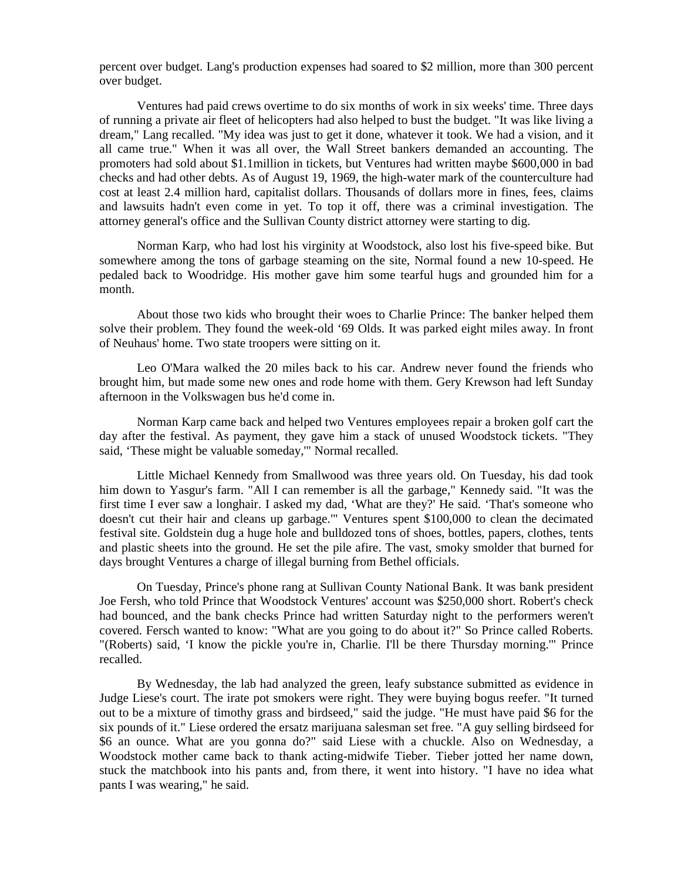percent over budget. Lang's production expenses had soared to $2 million, more than 300 percent over budget.

Ventures had paid crews overtime to do six months of work in six weeks' time. Three days of running a private air fleet of helicopters had also helped to bust the budget. "It was like living a dream," Lang recalled. "My idea was just to get it done, whatever it took. We had a vision, and it all came true." When it was all over, the Wall Street bankers demanded an accounting. The promoters had sold about $1.1million in tickets, but Ventures had written maybe $600,000 in bad checks and had other debts. As of August 19, 1969, the high-water mark of the counterculture had cost at least 2.4 million hard, capitalist dollars. Thousands of dollars more in fines, fees, claims and lawsuits hadn't even come in yet. To top it off, there was a criminal investigation. The attorney general's office and the Sullivan County district attorney were starting to dig.

Norman Karp, who had lost his virginity at Woodstock, also lost his five-speed bike. But somewhere among the tons of garbage steaming on the site, Normal found a new 10-speed. He pedaled back to Woodridge. His mother gave him some tearful hugs and grounded him for a month.

About those two kids who brought their woes to Charlie Prince: The banker helped them solve their problem. They found the week-old '69 Olds. It was parked eight miles away. In front of Neuhaus' home. Two state troopers were sitting on it.

Leo O'Mara walked the 20 miles back to his car. Andrew never found the friends who brought him, but made some new ones and rode home with them. Gery Krewson had left Sunday afternoon in the Volkswagen bus he'd come in.

Norman Karp came back and helped two Ventures employees repair a broken golf cart the day after the festival. As payment, they gave him a stack of unused Woodstock tickets. "They said, 'These might be valuable someday,'" Normal recalled.

Little Michael Kennedy from Smallwood was three years old. On Tuesday, his dad took him down to Yasgur's farm. "All I can remember is all the garbage," Kennedy said. "It was the first time I ever saw a longhair. I asked my dad, 'What are they?' He said. 'That's someone who doesn't cut their hair and cleans up garbage.'" Ventures spent $100,000 to clean the decimated festival site. Goldstein dug a huge hole and bulldozed tons of shoes, bottles, papers, clothes, tents and plastic sheets into the ground. He set the pile afire. The vast, smoky smolder that burned for days brought Ventures a charge of illegal burning from Bethel officials.

On Tuesday, Prince's phone rang at Sullivan County National Bank. It was bank president Joe Fersh, who told Prince that Woodstock Ventures' account was $250,000 short. Robert's check had bounced, and the bank checks Prince had written Saturday night to the performers weren't covered. Fersch wanted to know: "What are you going to do about it?" So Prince called Roberts. "(Roberts) said, 'I know the pickle you're in, Charlie. I'll be there Thursday morning.'" Prince recalled.

By Wednesday, the lab had analyzed the green, leafy substance submitted as evidence in Judge Liese's court. The irate pot smokers were right. They were buying bogus reefer. "It turned out to be a mixture of timothy grass and birdseed," said the judge. "He must have paid $6 for the six pounds of it." Liese ordered the ersatz marijuana salesman set free. "A guy selling birdseed for $6 an ounce. What are you gonna do?" said Liese with a chuckle. Also on Wednesday, a Woodstock mother came back to thank acting-midwife Tieber. Tieber jotted her name down, stuck the matchbook into his pants and, from there, it went into history. "I have no idea what pants I was wearing," he said.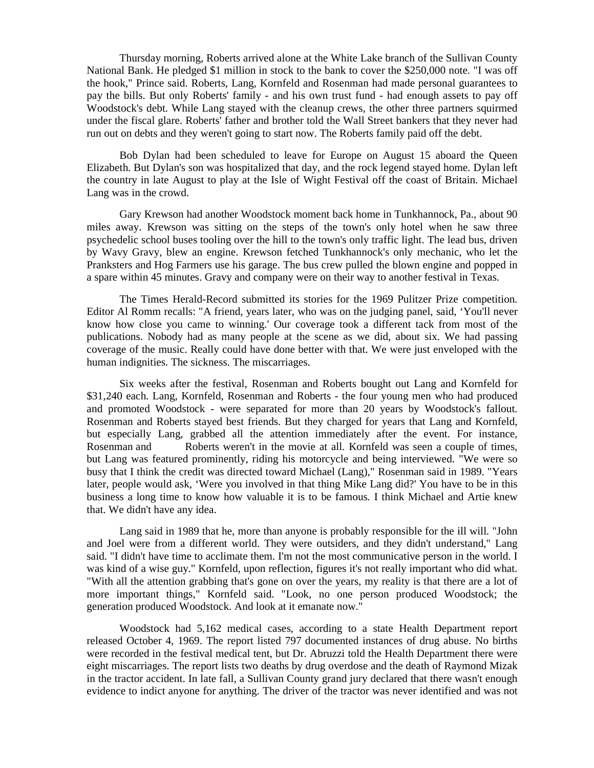Thursday morning, Roberts arrived alone at the White Lake branch of the Sullivan County National Bank. He pledged $1 million in stock to the bank to cover the $250,000 note. "I was off the hook," Prince said. Roberts, Lang, Kornfeld and Rosenman had made personal guarantees to pay the bills. But only Roberts' family - and his own trust fund - had enough assets to pay off Woodstock's debt. While Lang stayed with the cleanup crews, the other three partners squirmed under the fiscal glare. Roberts' father and brother told the Wall Street bankers that they never had run out on debts and they weren't going to start now. The Roberts family paid off the debt.

Bob Dylan had been scheduled to leave for Europe on August 15 aboard the Queen Elizabeth. But Dylan's son was hospitalized that day, and the rock legend stayed home. Dylan left the country in late August to play at the Isle of Wight Festival off the coast of Britain. Michael Lang was in the crowd.

Gary Krewson had another Woodstock moment back home in Tunkhannock, Pa., about 90 miles away. Krewson was sitting on the steps of the town's only hotel when he saw three psychedelic school buses tooling over the hill to the town's only traffic light. The lead bus, driven by Wavy Gravy, blew an engine. Krewson fetched Tunkhannock's only mechanic, who let the Pranksters and Hog Farmers use his garage. The bus crew pulled the blown engine and popped in a spare within 45 minutes. Gravy and company were on their way to another festival in Texas.

The Times Herald-Record submitted its stories for the 1969 Pulitzer Prize competition. Editor Al Romm recalls: "A friend, years later, who was on the judging panel, said, 'You'll never know how close you came to winning.' Our coverage took a different tack from most of the publications. Nobody had as many people at the scene as we did, about six. We had passing coverage of the music. Really could have done better with that. We were just enveloped with the human indignities. The sickness. The miscarriages.

Six weeks after the festival, Rosenman and Roberts bought out Lang and Kornfeld for $31,240 each. Lang, Kornfeld, Rosenman and Roberts - the four young men who had produced and promoted Woodstock - were separated for more than 20 years by Woodstock's fallout. Rosenman and Roberts stayed best friends. But they charged for years that Lang and Kornfeld, but especially Lang, grabbed all the attention immediately after the event. For instance, Rosenman and Roberts weren't in the movie at all. Kornfeld was seen a couple of times, but Lang was featured prominently, riding his motorcycle and being interviewed. "We were so busy that I think the credit was directed toward Michael (Lang)," Rosenman said in 1989. "Years later, people would ask, 'Were you involved in that thing Mike Lang did?' You have to be in this business a long time to know how valuable it is to be famous. I think Michael and Artie knew that. We didn't have any idea.

Lang said in 1989 that he, more than anyone is probably responsible for the ill will. "John and Joel were from a different world. They were outsiders, and they didn't understand," Lang said. "I didn't have time to acclimate them. I'm not the most communicative person in the world. I was kind of a wise guy." Kornfeld, upon reflection, figures it's not really important who did what. "With all the attention grabbing that's gone on over the years, my reality is that there are a lot of more important things," Kornfeld said. "Look, no one person produced Woodstock; the generation produced Woodstock. And look at it emanate now."

Woodstock had 5,162 medical cases, according to a state Health Department report released October 4, 1969. The report listed 797 documented instances of drug abuse. No births were recorded in the festival medical tent, but Dr. Abruzzi told the Health Department there were eight miscarriages. The report lists two deaths by drug overdose and the death of Raymond Mizak in the tractor accident. In late fall, a Sullivan County grand jury declared that there wasn't enough evidence to indict anyone for anything. The driver of the tractor was never identified and was not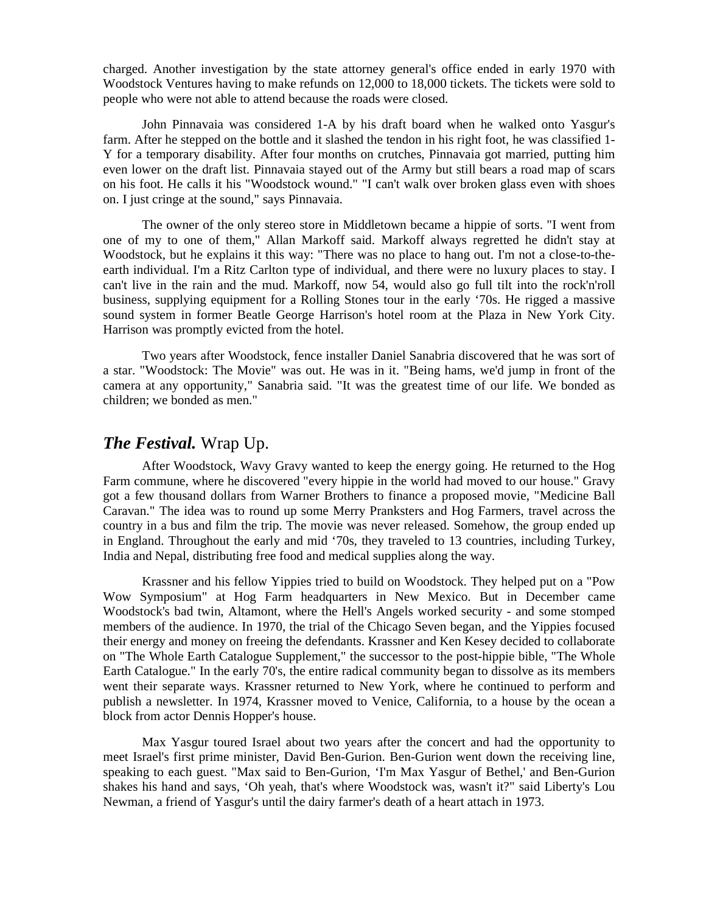charged. Another investigation by the state attorney general's office ended in early 1970 with Woodstock Ventures having to make refunds on 12,000 to 18,000 tickets. The tickets were sold to people who were not able to attend because the roads were closed.

John Pinnavaia was considered 1-A by his draft board when he walked onto Yasgur's farm. After he stepped on the bottle and it slashed the tendon in his right foot, he was classified 1-Y for a temporary disability. After four months on crutches, Pinnavaia got married, putting him even lower on the draft list. Pinnavaia stayed out of the Army but still bears a road map of scars on his foot. He calls it his "Woodstock wound." "I can't walk over broken glass even with shoes on. I just cringe at the sound," says Pinnavaia.

The owner of the only stereo store in Middletown became a hippie of sorts. "I went from one of my to one of them," Allan Markoff said. Markoff always regretted he didn't stay at Woodstock, but he explains it this way: "There was no place to hang out. I'm not a close-to-the-earth individual. I'm a Ritz Carlton type of individual, and there were no luxury places to stay. I can't live in the rain and the mud. Markoff, now 54, would also go full tilt into the rock'n'roll business, supplying equipment for a Rolling Stones tour in the early '70s. He rigged a massive sound system in former Beatle George Harrison's hotel room at the Plaza in New York City. Harrison was promptly evicted from the hotel.

Two years after Woodstock, fence installer Daniel Sanabria discovered that he was sort of a star. "Woodstock: The Movie" was out. He was in it. "Being hams, we'd jump in front of the camera at any opportunity," Sanabria said. "It was the greatest time of our life. We bonded as children; we bonded as men."

## ***The Festival.*** Wrap Up.

After Woodstock, Wavy Gravy wanted to keep the energy going. He returned to the Hog Farm commune, where he discovered "every hippie in the world had moved to our house." Gravy got a few thousand dollars from Warner Brothers to finance a proposed movie, "Medicine Ball Caravan." The idea was to round up some Merry Pranksters and Hog Farmers, travel across the country in a bus and film the trip. The movie was never released. Somehow, the group ended up in England. Throughout the early and mid '70s, they traveled to 13 countries, including Turkey, India and Nepal, distributing free food and medical supplies along the way.

Krassner and his fellow Yippies tried to build on Woodstock. They helped put on a "Pow Wow Symposium" at Hog Farm headquarters in New Mexico. But in December came Woodstock's bad twin, Altamont, where the Hell's Angels worked security - and some stomped members of the audience. In 1970, the trial of the Chicago Seven began, and the Yippies focused their energy and money on freeing the defendants. Krassner and Ken Kesey decided to collaborate on "The Whole Earth Catalogue Supplement," the successor to the post-hippie bible, "The Whole Earth Catalogue." In the early 70's, the entire radical community began to dissolve as its members went their separate ways. Krassner returned to New York, where he continued to perform and publish a newsletter. In 1974, Krassner moved to Venice, California, to a house by the ocean a block from actor Dennis Hopper's house.

Max Yasgur toured Israel about two years after the concert and had the opportunity to meet Israel's first prime minister, David Ben-Gurion. Ben-Gurion went down the receiving line, speaking to each guest. "Max said to Ben-Gurion, 'I'm Max Yasgur of Bethel,' and Ben-Gurion shakes his hand and says, 'Oh yeah, that's where Woodstock was, wasn't it?" said Liberty's Lou Newman, a friend of Yasgur's until the dairy farmer's death of a heart attach in 1973.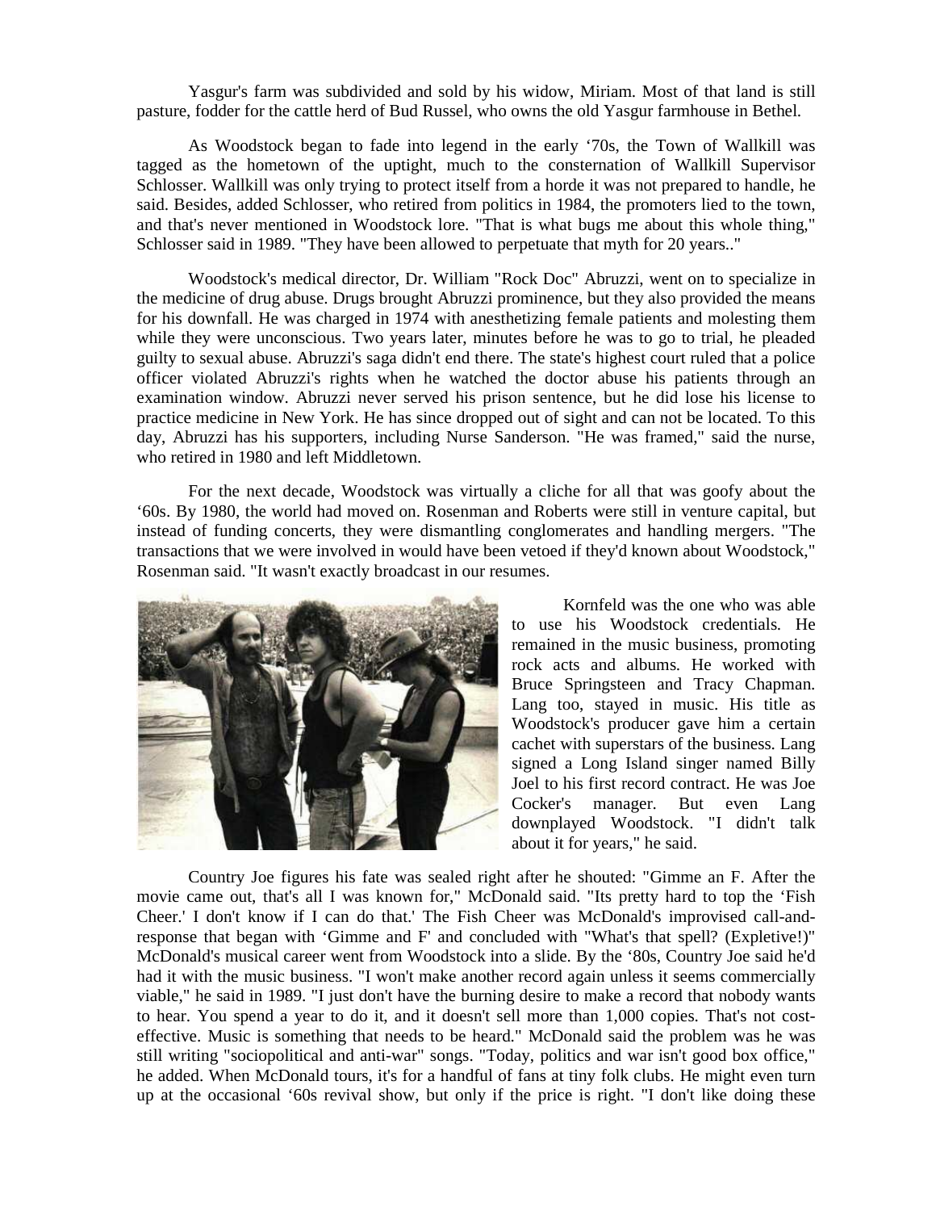Yasgur's farm was subdivided and sold by his widow, Miriam. Most of that land is still pasture, fodder for the cattle herd of Bud Russel, who owns the old Yasgur farmhouse in Bethel.

As Woodstock began to fade into legend in the early '70s, the Town of Wallkill was tagged as the hometown of the uptight, much to the consternation of Wallkill Supervisor Schlosser. Wallkill was only trying to protect itself from a horde it was not prepared to handle, he said. Besides, added Schlosser, who retired from politics in 1984, the promoters lied to the town, and that's never mentioned in Woodstock lore. "That is what bugs me about this whole thing," Schlosser said in 1989. "They have been allowed to perpetuate that myth for 20 years.."

Woodstock's medical director, Dr. William "Rock Doc" Abruzzi, went on to specialize in the medicine of drug abuse. Drugs brought Abruzzi prominence, but they also provided the means for his downfall. He was charged in 1974 with anesthetizing female patients and molesting them while they were unconscious. Two years later, minutes before he was to go to trial, he pleaded guilty to sexual abuse. Abruzzi's saga didn't end there. The state's highest court ruled that a police officer violated Abruzzi's rights when he watched the doctor abuse his patients through an examination window. Abruzzi never served his prison sentence, but he did lose his license to practice medicine in New York. He has since dropped out of sight and can not be located. To this day, Abruzzi has his supporters, including Nurse Sanderson. "He was framed," said the nurse, who retired in 1980 and left Middletown.

For the next decade, Woodstock was virtually a cliche for all that was goofy about the '60s. By 1980, the world had moved on. Rosenman and Roberts were still in venture capital, but instead of funding concerts, they were dismantling conglomerates and handling mergers. "The transactions that we were involved in would have been vetoed if they'd known about Woodstock," Rosenman said. "It wasn't exactly broadcast in our resumes.

Kornfeld was the one who was able to use his Woodstock credentials. He remained in the music business, promoting rock acts and albums. He worked with Bruce Springsteen and Tracy Chapman. Lang too, stayed in music. His title as Woodstock's producer gave him a certain cachet with superstars of the business. Lang signed a Long Island singer named Billy Joel to his first record contract. He was Joe Cocker's manager. But even Lang downplayed Woodstock. "I didn't talk about it for years," he said.

Country Joe figures his fate was sealed right after he shouted: "Gimme an F. After the movie came out, that's all I was known for," McDonald said. "Its pretty hard to top the 'Fish Cheer.' I don't know if I can do that.' The Fish Cheer was McDonald's improvised call-and-response that began with 'Gimme and F' and concluded with "What's that spell? (Expletive!)" McDonald's musical career went from Woodstock into a slide. By the '80s, Country Joe said he'd had it with the music business. "I won't make another record again unless it seems commercially viable," he said in 1989. "I just don't have the burning desire to make a record that nobody wants to hear. You spend a year to do it, and it doesn't sell more than 1,000 copies. That's not cost-effective. Music is something that needs to be heard." McDonald said the problem was he was still writing "sociopolitical and anti-war" songs. "Today, politics and war isn't good box office," he added. When McDonald tours, it's for a handful of fans at tiny folk clubs. He might even turn up at the occasional '60s revival show, but only if the price is right. "I don't like doing these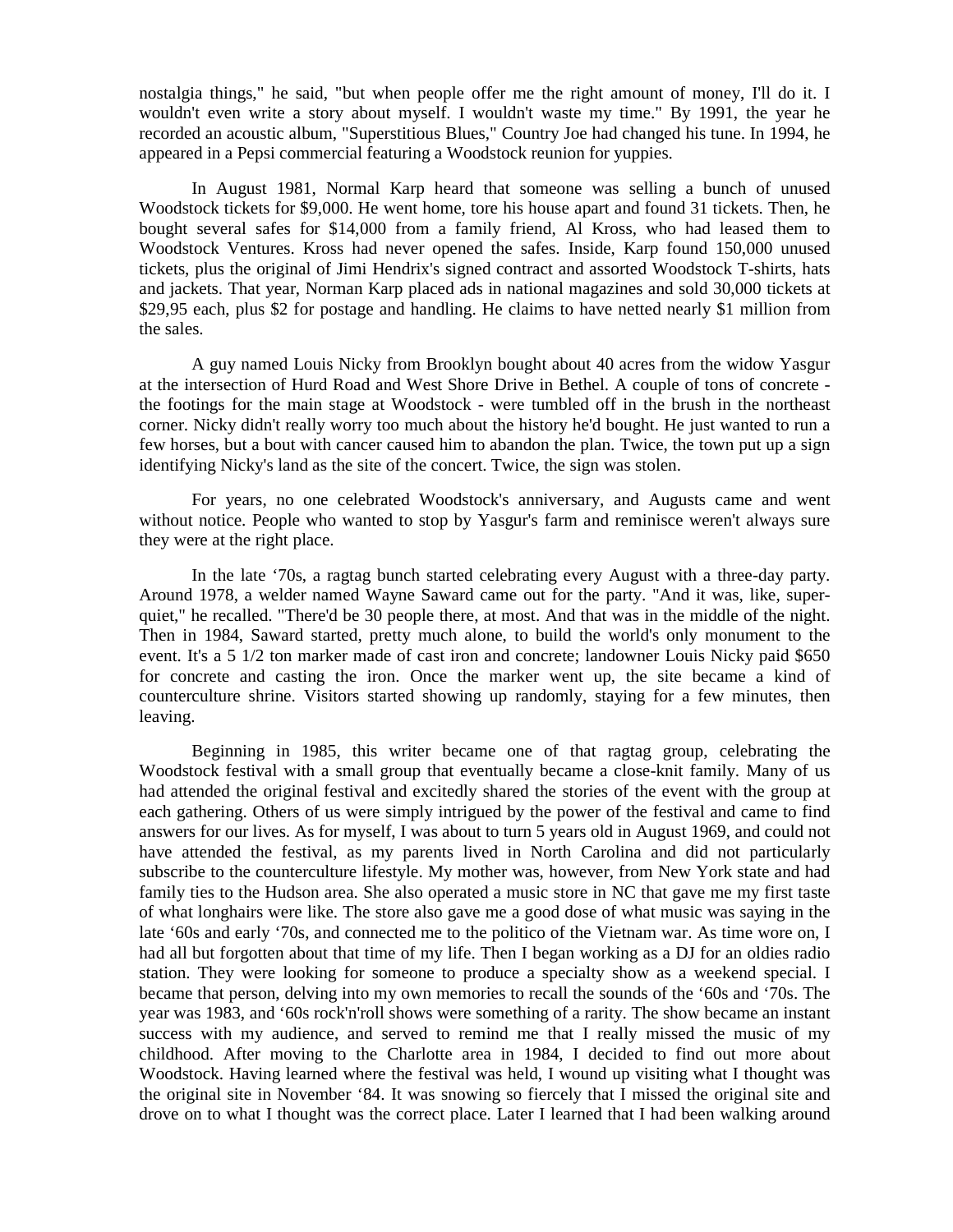nostalgia things," he said, "but when people offer me the right amount of money, I'll do it. I wouldn't even write a story about myself. I wouldn't waste my time." By 1991, the year he recorded an acoustic album, "Superstitious Blues," Country Joe had changed his tune. In 1994, he appeared in a Pepsi commercial featuring a Woodstock reunion for yuppies.

In August 1981, Normal Karp heard that someone was selling a bunch of unused Woodstock tickets for $9,000. He went home, tore his house apart and found 31 tickets. Then, he bought several safes for $14,000 from a family friend, Al Kross, who had leased them to Woodstock Ventures. Kross had never opened the safes. Inside, Karp found 150,000 unused tickets, plus the original of Jimi Hendrix's signed contract and assorted Woodstock T-shirts, hats and jackets. That year, Norman Karp placed ads in national magazines and sold 30,000 tickets at $29,95 each, plus $2 for postage and handling. He claims to have netted nearly $1 million from the sales.

A guy named Louis Nicky from Brooklyn bought about 40 acres from the widow Yasgur at the intersection of Hurd Road and West Shore Drive in Bethel. A couple of tons of concrete - the footings for the main stage at Woodstock - were tumbled off in the brush in the northeast corner. Nicky didn't really worry too much about the history he'd bought. He just wanted to run a few horses, but a bout with cancer caused him to abandon the plan. Twice, the town put up a sign identifying Nicky's land as the site of the concert. Twice, the sign was stolen.

For years, no one celebrated Woodstock's anniversary, and Augusts came and went without notice. People who wanted to stop by Yasgur's farm and reminisce weren't always sure they were at the right place.

In the late ‘70s, a ragtag bunch started celebrating every August with a three-day party. Around 1978, a welder named Wayne Saward came out for the party. "And it was, like, super-quiet," he recalled. "There'd be 30 people there, at most. And that was in the middle of the night. Then in 1984, Saward started, pretty much alone, to build the world's only monument to the event. It's a 5 1/2 ton marker made of cast iron and concrete; landowner Louis Nicky paid $650 for concrete and casting the iron. Once the marker went up, the site became a kind of counterculture shrine. Visitors started showing up randomly, staying for a few minutes, then leaving.

Beginning in 1985, this writer became one of that ragtag group, celebrating the Woodstock festival with a small group that eventually became a close-knit family. Many of us had attended the original festival and excitedly shared the stories of the event with the group at each gathering. Others of us were simply intrigued by the power of the festival and came to find answers for our lives. As for myself, I was about to turn 5 years old in August 1969, and could not have attended the festival, as my parents lived in North Carolina and did not particularly subscribe to the counterculture lifestyle. My mother was, however, from New York state and had family ties to the Hudson area. She also operated a music store in NC that gave me my first taste of what longhairs were like. The store also gave me a good dose of what music was saying in the late ‘60s and early ‘70s, and connected me to the politico of the Vietnam war. As time wore on, I had all but forgotten about that time of my life. Then I began working as a DJ for an oldies radio station. They were looking for someone to produce a specialty show as a weekend special. I became that person, delving into my own memories to recall the sounds of the ‘60s and ‘70s. The year was 1983, and ‘60s rock'n'roll shows were something of a rarity. The show became an instant success with my audience, and served to remind me that I really missed the music of my childhood. After moving to the Charlotte area in 1984, I decided to find out more about Woodstock. Having learned where the festival was held, I wound up visiting what I thought was the original site in November ‘84. It was snowing so fiercely that I missed the original site and drove on to what I thought was the correct place. Later I learned that I had been walking around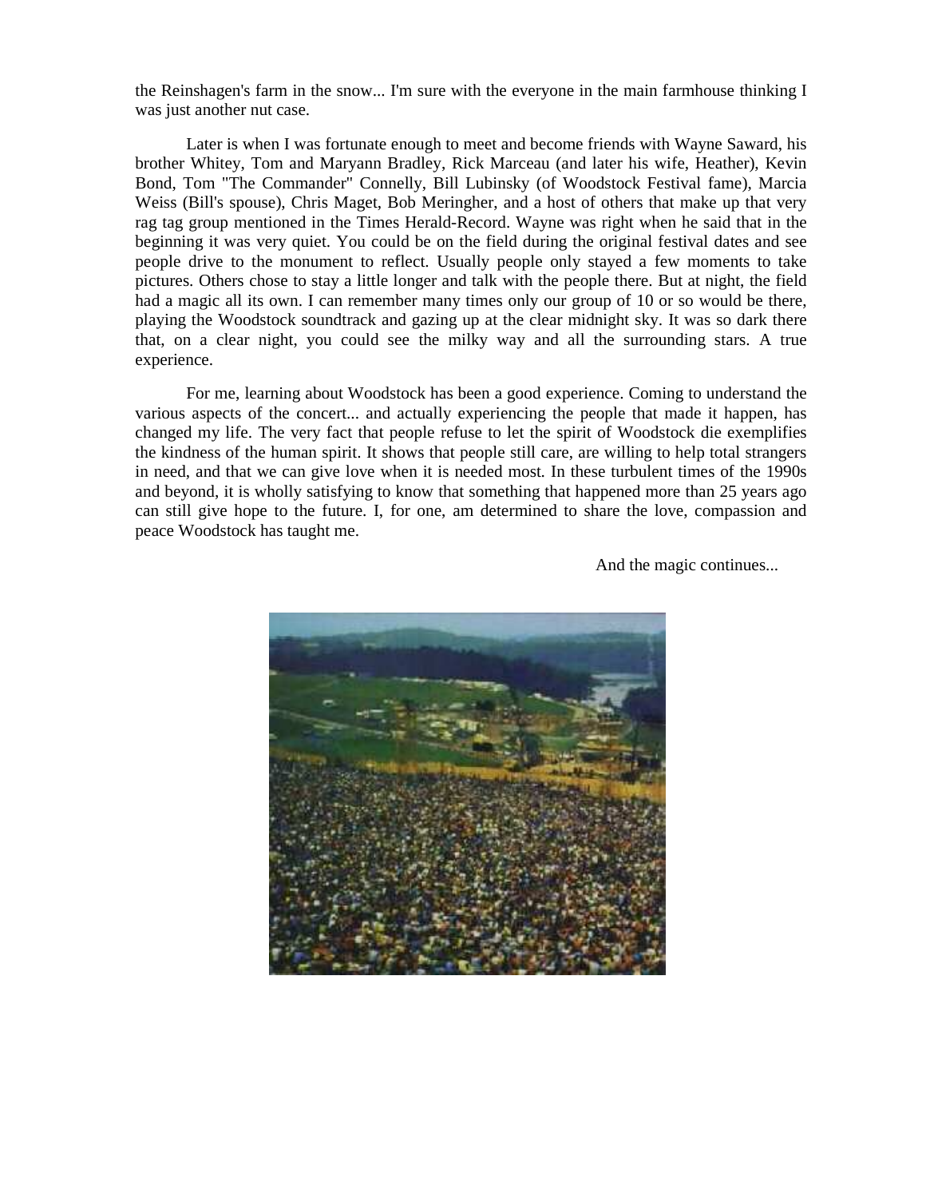the Reinshagen's farm in the snow... I'm sure with the everyone in the main farmhouse thinking I was just another nut case.

Later is when I was fortunate enough to meet and become friends with Wayne Saward, his brother Whitey, Tom and Maryann Bradley, Rick Marceau (and later his wife, Heather), Kevin Bond, Tom "The Commander" Connelly, Bill Lubinsky (of Woodstock Festival fame), Marcia Weiss (Bill's spouse), Chris Maget, Bob Meringher, and a host of others that make up that very rag tag group mentioned in the Times Herald-Record. Wayne was right when he said that in the beginning it was very quiet. You could be on the field during the original festival dates and see people drive to the monument to reflect. Usually people only stayed a few moments to take pictures. Others chose to stay a little longer and talk with the people there. But at night, the field had a magic all its own. I can remember many times only our group of 10 or so would be there, playing the Woodstock soundtrack and gazing up at the clear midnight sky. It was so dark there that, on a clear night, you could see the milky way and all the surrounding stars. A true experience.

For me, learning about Woodstock has been a good experience. Coming to understand the various aspects of the concert... and actually experiencing the people that made it happen, has changed my life. The very fact that people refuse to let the spirit of Woodstock die exemplifies the kindness of the human spirit. It shows that people still care, are willing to help total strangers in need, and that we can give love when it is needed most. In these turbulent times of the 1990s and beyond, it is wholly satisfying to know that something that happened more than 25 years ago can still give hope to the future. I, for one, am determined to share the love, compassion and peace Woodstock has taught me.

And the magic continues...